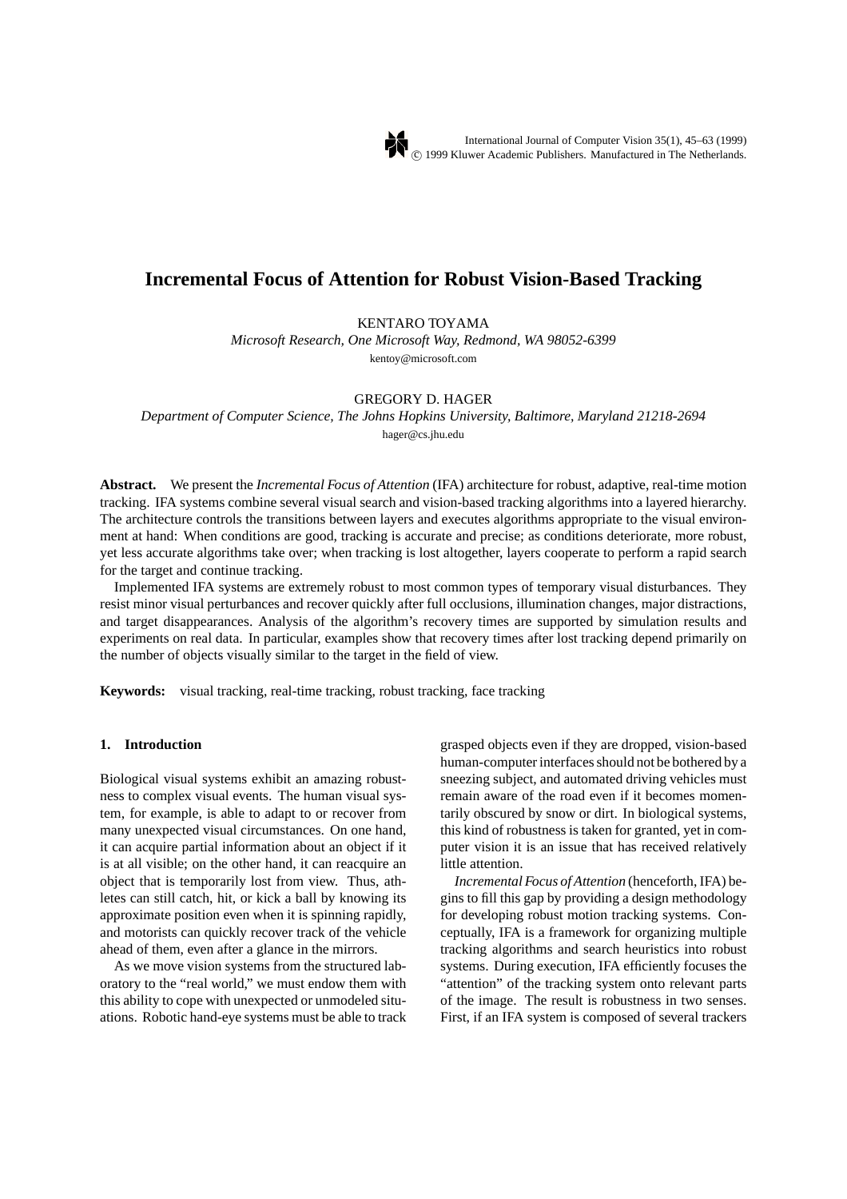# Incremental Focus of Attention for Robust Vision-Based Tracking

KENTARO TOYAMA

*Microsoft Research, One Microsoft Way, Redmond, WA 98052-6399*

kentoy@microsoft.com

GREGORY D. HAGER

*Department of Computer Science, The Johns Hopkins University, Baltimore, Maryland 21218-2694*

hager@cs.jhu.edu

**Abstract.** We present the *Incremental Focus of Attention* (IFA) architecture for robust, adaptive, real-time motion tracking. IFA systems combine several visual search and vision-based tracking algorithms into a layered hierarchy. The architecture controls the transitions between layers and executes algorithms appropriate to the visual environment at hand: When conditions are good, tracking is accurate and precise; as conditions deteriorate, more robust, yet less accurate algorithms take over; when tracking is lost altogether, layers cooperate to perform a rapid search for the target and continue tracking.

Implemented IFA systems are extremely robust to most common types of temporary visual disturbances. They resist minor visual perturbances and recover quickly after full occlusions, illumination changes, major distractions, and target disappearances. Analysis of the algorithm's recovery times are supported by simulation results and experiments on real data. In particular, examples show that recovery times after lost tracking depend primarily on the number of objects visually similar to the target in the field of view.

**Keywords:** visual tracking, real-time tracking, robust tracking, face tracking

## 1. Introduction

Biological visual systems exhibit an amazing robustness to complex visual events. The human visual system, for example, is able to adapt to or recover from many unexpected visual circumstances. On one hand, it can acquire partial information about an object if it is at all visible; on the other hand, it can reacquire an object that is temporarily lost from view. Thus, athletes can still catch, hit, or kick a ball by knowing its approximate position even when it is spinning rapidly, and motorists can quickly recover track of the vehicle ahead of them, even after a glance in the mirrors.

As we move vision systems from the structured laboratory to the "real world," we must endow them with this ability to cope with unexpected or unmodeled situations. Robotic hand-eye systems must be able to track grasped objects even if they are dropped, vision-based human-computer interfaces should not be bothered by a sneezing subject, and automated driving vehicles must remain aware of the road even if it becomes momentarily obscured by snow or dirt. In biological systems, this kind of robustness is taken for granted, yet in computer vision it is an issue that has received relatively little attention.

*Incremental Focus of Attention* (henceforth, IFA) begins to fill this gap by providing a design methodology for developing robust motion tracking systems. Conceptually, IFA is a framework for organizing multiple tracking algorithms and search heuristics into robust systems. During execution, IFA efficiently focuses the "attention" of the tracking system onto relevant parts of the image. The result is robustness in two senses. First, if an IFA system is composed of several trackers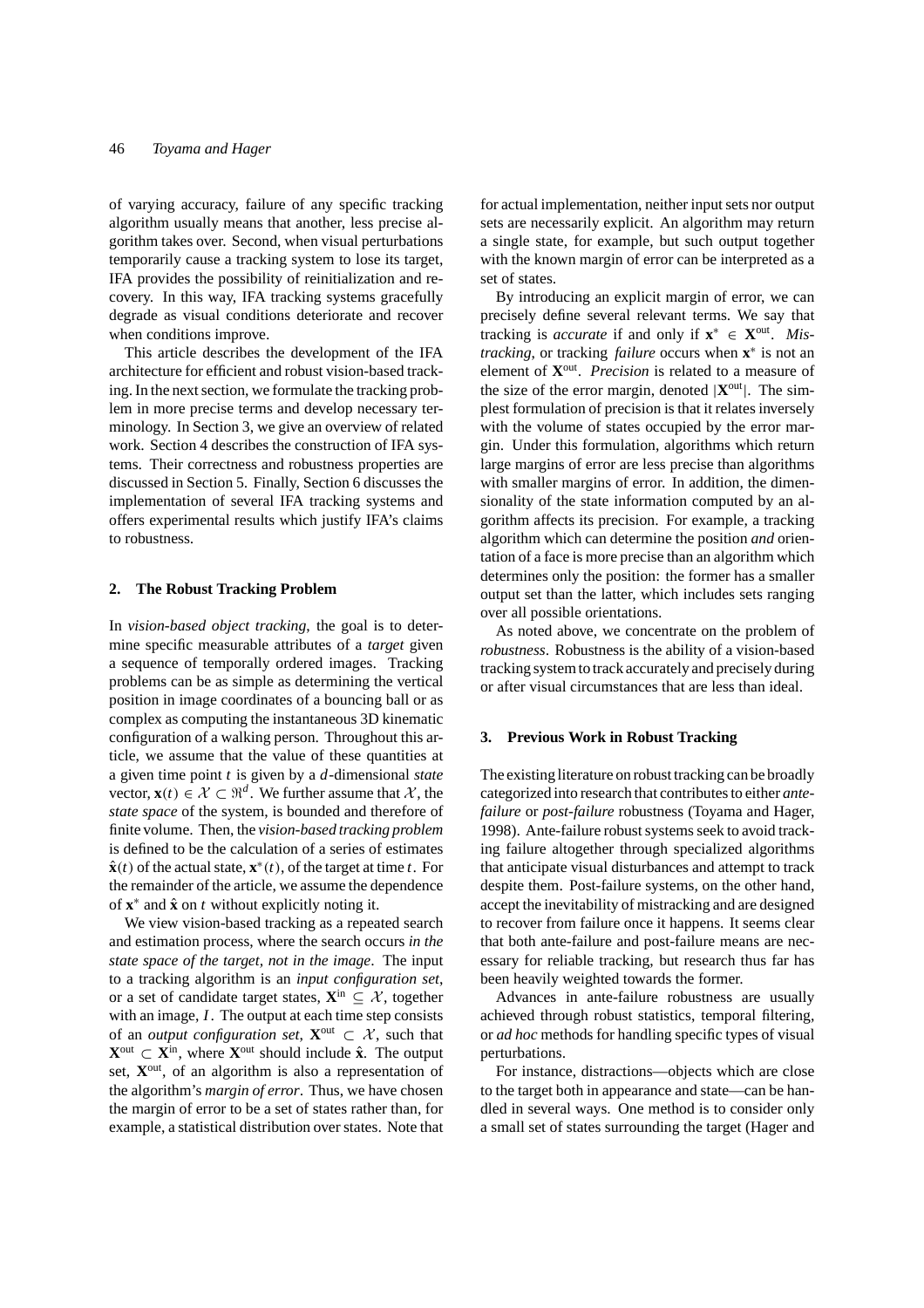of varying accuracy, failure of any specific tracking algorithm usually means that another, less precise algorithm takes over. Second, when visual perturbations temporarily cause a tracking system to lose its target, IFA provides the possibility of reinitialization and recovery. In this way, IFA tracking systems gracefully degrade as visual conditions deteriorate and recover when conditions improve.

This article describes the development of the IFA architecture for efficient and robust vision-based tracking. In the next section, we formulate the tracking problem in more precise terms and develop necessary terminology. In Section 3, we give an overview of related work. Section 4 describes the construction of IFA systems. Their correctness and robustness properties are discussed in Section 5. Finally, Section 6 discusses the implementation of several IFA tracking systems and offers experimental results which justify IFA's claims to robustness.

## 2. The Robust Tracking Problem

In *vision-based object tracking*, the goal is to determine specific measurable attributes of a *target* given a sequence of temporally ordered images. Tracking problems can be as simple as determining the vertical position in image coordinates of a bouncing ball or as complex as computing the instantaneous 3D kinematic configuration of a walking person. Throughout this article, we assume that the value of these quantities at a given time point $t$ is given by a $d$-dimensional *state* vector, $\mathbf{x}(t) \in \mathcal{X} \subset \Re^d$. We further assume that $\mathcal{X}$, the *state space* of the system, is bounded and therefore of finite volume. Then, the *vision-based tracking problem* is defined to be the calculation of a series of estimates $\hat{\mathbf{x}}(t)$ of the actual state, $\mathbf{x}^*(t)$, of the target at time $t$. For the remainder of the article, we assume the dependence of $\mathbf{x}^*$ and $\hat{\mathbf{x}}$ on $t$ without explicitly noting it.

We view vision-based tracking as a repeated search and estimation process, where the search occurs *in the state space of the target, not in the image*. The input to a tracking algorithm is an *input configuration set*, or a set of candidate target states, $\mathbf{X}^{\text{in}} \subseteq \mathcal{X}$, together with an image, $I$. The output at each time step consists of an *output configuration set*, $\mathbf{X}^{\text{out}} \subset \mathcal{X}$, such that $\mathbf{X}^{\text{out}} \subset \mathbf{X}^{\text{in}}$, where $\mathbf{X}^{\text{out}}$ should include $\hat{\mathbf{x}}$. The output set, $\mathbf{X}^{\text{out}}$, of an algorithm is also a representation of the algorithm's *margin of error*. Thus, we have chosen the margin of error to be a set of states rather than, for example, a statistical distribution over states. Note that for actual implementation, neither input sets nor output sets are necessarily explicit. An algorithm may return a single state, for example, but such output together with the known margin of error can be interpreted as a set of states.

By introducing an explicit margin of error, we can precisely define several relevant terms. We say that tracking is *accurate* if and only if $\mathbf{x}^* \in \mathbf{X}^{\text{out}}$. *Mistracking*, or tracking *failure* occurs when $\mathbf{x}^*$ is not an element of $\mathbf{X}^{\text{out}}$. *Precision* is related to a measure of the size of the error margin, denoted $|\mathbf{X}^{\text{out}}|$. The simplest formulation of precision is that it relates inversely with the volume of states occupied by the error margin. Under this formulation, algorithms which return large margins of error are less precise than algorithms with smaller margins of error. In addition, the dimensionality of the state information computed by an algorithm affects its precision. For example, a tracking algorithm which can determine the position *and* orientation of a face is more precise than an algorithm which determines only the position: the former has a smaller output set than the latter, which includes sets ranging over all possible orientations.

As noted above, we concentrate on the problem of *robustness*. Robustness is the ability of a vision-based tracking system to track accurately and precisely during or after visual circumstances that are less than ideal.

## 3. Previous Work in Robust Tracking

The existing literature on robust tracking can be broadly categorized into research that contributes to either *ante-failure* or *post-failure* robustness (Toyama and Hager, 1998). Ante-failure robust systems seek to avoid tracking failure altogether through specialized algorithms that anticipate visual disturbances and attempt to track despite them. Post-failure systems, on the other hand, accept the inevitability of mistracking and are designed to recover from failure once it happens. It seems clear that both ante-failure and post-failure means are necessary for reliable tracking, but research thus far has been heavily weighted towards the former.

Advances in ante-failure robustness are usually achieved through robust statistics, temporal filtering, or *ad hoc* methods for handling specific types of visual perturbations.

For instance, distractions—objects which are close to the target both in appearance and state—can be handled in several ways. One method is to consider only a small set of states surrounding the target (Hager and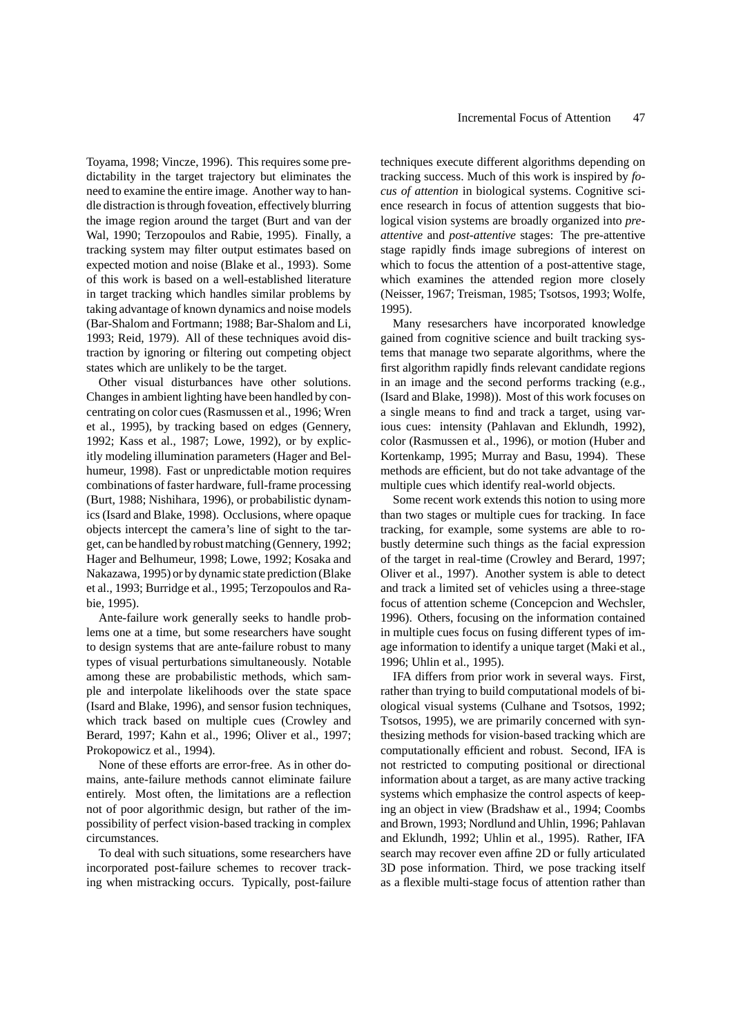Toyama, 1998; Vincze, 1996). This requires some predictability in the target trajectory but eliminates the need to examine the entire image. Another way to handle distraction is through foveation, effectively blurring the image region around the target (Burt and van der Wal, 1990; Terzopoulos and Rabie, 1995). Finally, a tracking system may filter output estimates based on expected motion and noise (Blake et al., 1993). Some of this work is based on a well-established literature in target tracking which handles similar problems by taking advantage of known dynamics and noise models (Bar-Shalom and Fortmann; 1988; Bar-Shalom and Li, 1993; Reid, 1979). All of these techniques avoid distraction by ignoring or filtering out competing object states which are unlikely to be the target.

Other visual disturbances have other solutions. Changes in ambient lighting have been handled by concentrating on color cues (Rasmussen et al., 1996; Wren et al., 1995), by tracking based on edges (Gennery, 1992; Kass et al., 1987; Lowe, 1992), or by explicitly modeling illumination parameters (Hager and Belhumeur, 1998). Fast or unpredictable motion requires combinations of faster hardware, full-frame processing (Burt, 1988; Nishihara, 1996), or probabilistic dynamics (Isard and Blake, 1998). Occlusions, where opaque objects intercept the camera's line of sight to the target, can be handled by robust matching (Gennery, 1992; Hager and Belhumeur, 1998; Lowe, 1992; Kosaka and Nakazawa, 1995) or by dynamic state prediction (Blake et al., 1993; Burridge et al., 1995; Terzopoulos and Rabie, 1995).

Ante-failure work generally seeks to handle problems one at a time, but some researchers have sought to design systems that are ante-failure robust to many types of visual perturbations simultaneously. Notable among these are probabilistic methods, which sample and interpolate likelihoods over the state space (Isard and Blake, 1996), and sensor fusion techniques, which track based on multiple cues (Crowley and Berard, 1997; Kahn et al., 1996; Oliver et al., 1997; Prokopowicz et al., 1994).

None of these efforts are error-free. As in other domains, ante-failure methods cannot eliminate failure entirely. Most often, the limitations are a reflection not of poor algorithmic design, but rather of the impossibility of perfect vision-based tracking in complex circumstances.

To deal with such situations, some researchers have incorporated post-failure schemes to recover tracking when mistracking occurs. Typically, post-failure techniques execute different algorithms depending on tracking success. Much of this work is inspired by *focus of attention* in biological systems. Cognitive science research in focus of attention suggests that biological vision systems are broadly organized into *pre-attentive* and *post-attentive* stages: The pre-attentive stage rapidly finds image subregions of interest on which to focus the attention of a post-attentive stage, which examines the attended region more closely (Neisser, 1967; Treisman, 1985; Tsotsos, 1993; Wolfe, 1995).

Many resesarchers have incorporated knowledge gained from cognitive science and built tracking systems that manage two separate algorithms, where the first algorithm rapidly finds relevant candidate regions in an image and the second performs tracking (e.g., (Isard and Blake, 1998)). Most of this work focuses on a single means to find and track a target, using various cues: intensity (Pahlavan and Eklundh, 1992), color (Rasmussen et al., 1996), or motion (Huber and Kortenkamp, 1995; Murray and Basu, 1994). These methods are efficient, but do not take advantage of the multiple cues which identify real-world objects.

Some recent work extends this notion to using more than two stages or multiple cues for tracking. In face tracking, for example, some systems are able to robustly determine such things as the facial expression of the target in real-time (Crowley and Berard, 1997; Oliver et al., 1997). Another system is able to detect and track a limited set of vehicles using a three-stage focus of attention scheme (Concepcion and Wechsler, 1996). Others, focusing on the information contained in multiple cues focus on fusing different types of image information to identify a unique target (Maki et al., 1996; Uhlin et al., 1995).

IFA differs from prior work in several ways. First, rather than trying to build computational models of biological visual systems (Culhane and Tsotsos, 1992; Tsotsos, 1995), we are primarily concerned with synthesizing methods for vision-based tracking which are computationally efficient and robust. Second, IFA is not restricted to computing positional or directional information about a target, as are many active tracking systems which emphasize the control aspects of keeping an object in view (Bradshaw et al., 1994; Coombs and Brown, 1993; Nordlund and Uhlin, 1996; Pahlavan and Eklundh, 1992; Uhlin et al., 1995). Rather, IFA search may recover even affine 2D or fully articulated 3D pose information. Third, we pose tracking itself as a flexible multi-stage focus of attention rather than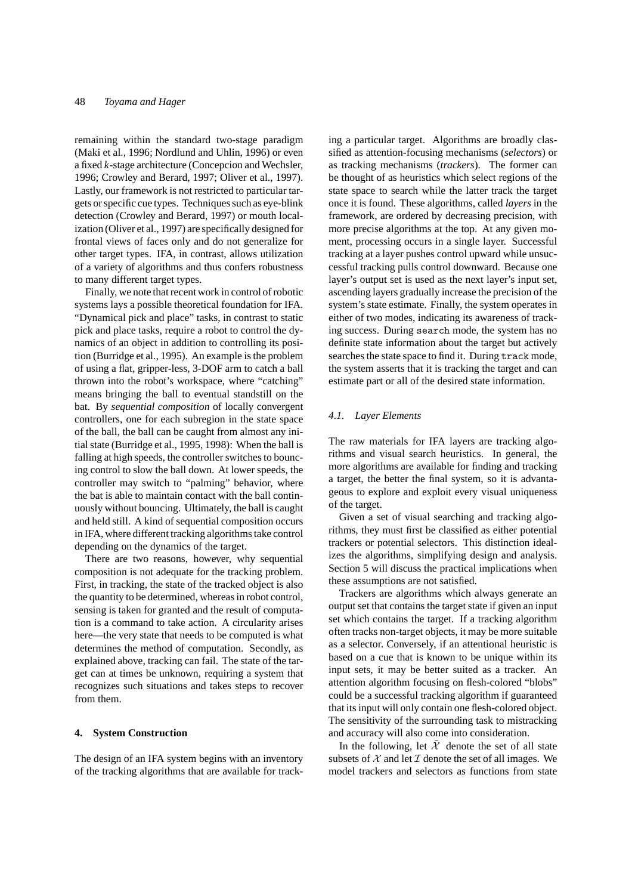remaining within the standard two-stage paradigm (Maki et al., 1996; Nordlund and Uhlin, 1996) or even a fixed $k$-stage architecture (Concepcion and Wechsler, 1996; Crowley and Berard, 1997; Oliver et al., 1997). Lastly, our framework is not restricted to particular targets or specific cue types. Techniques such as eye-blink detection (Crowley and Berard, 1997) or mouth localization (Oliver et al., 1997) are specifically designed for frontal views of faces only and do not generalize for other target types. IFA, in contrast, allows utilization of a variety of algorithms and thus confers robustness to many different target types.

Finally, we note that recent work in control of robotic systems lays a possible theoretical foundation for IFA. "Dynamical pick and place" tasks, in contrast to static pick and place tasks, require a robot to control the dynamics of an object in addition to controlling its position (Burridge et al., 1995). An example is the problem of using a flat, gripper-less, 3-DOF arm to catch a ball thrown into the robot's workspace, where "catching" means bringing the ball to eventual standstill on the bat. By *sequential composition* of locally convergent controllers, one for each subregion in the state space of the ball, the ball can be caught from almost any initial state (Burridge et al., 1995, 1998): When the ball is falling at high speeds, the controller switches to bouncing control to slow the ball down. At lower speeds, the controller may switch to "palming" behavior, where the bat is able to maintain contact with the ball continuously without bouncing. Ultimately, the ball is caught and held still. A kind of sequential composition occurs in IFA, where different tracking algorithms take control depending on the dynamics of the target.

There are two reasons, however, why sequential composition is not adequate for the tracking problem. First, in tracking, the state of the tracked object is also the quantity to be determined, whereas in robot control, sensing is taken for granted and the result of computation is a command to take action. A circularity arises here—the very state that needs to be computed is what determines the method of computation. Secondly, as explained above, tracking can fail. The state of the target can at times be unknown, requiring a system that recognizes such situations and takes steps to recover from them.

## 4. System Construction

The design of an IFA system begins with an inventory of the tracking algorithms that are available for tracking a particular target. Algorithms are broadly classified as attention-focusing mechanisms (*selectors*) or as tracking mechanisms (*trackers*). The former can be thought of as heuristics which select regions of the state space to search while the latter track the target once it is found. These algorithms, called *layers* in the framework, are ordered by decreasing precision, with more precise algorithms at the top. At any given moment, processing occurs in a single layer. Successful tracking at a layer pushes control upward while unsuccessful tracking pulls control downward. Because one layer's output set is used as the next layer's input set, ascending layers gradually increase the precision of the system's state estimate. Finally, the system operates in either of two modes, indicating its awareness of tracking success. During `search` mode, the system has no definite state information about the target but actively searches the state space to find it. During `track` mode, the system asserts that it is tracking the target and can estimate part or all of the desired state information.

### 4.1. Layer Elements

The raw materials for IFA layers are tracking algorithms and visual search heuristics. In general, the more algorithms are available for finding and tracking a target, the better the final system, so it is advantageous to explore and exploit every visual uniqueness of the target.

Given a set of visual searching and tracking algorithms, they must first be classified as either potential trackers or potential selectors. This distinction idealizes the algorithms, simplifying design and analysis. Section 5 will discuss the practical implications when these assumptions are not satisfied.

Trackers are algorithms which always generate an output set that contains the target state if given an input set which contains the target. If a tracking algorithm often tracks non-target objects, it may be more suitable as a selector. Conversely, if an attentional heuristic is based on a cue that is known to be unique within its input sets, it may be better suited as a tracker. An attention algorithm focusing on flesh-colored "blobs" could be a successful tracking algorithm if guaranteed that its input will only contain one flesh-colored object. The sensitivity of the surrounding task to mistracking and accuracy will also come into consideration.

In the following, let $\bar{\mathcal{X}}$ denote the set of all state subsets of $\mathcal{X}$ and let $\mathcal{I}$ denote the set of all images. We model trackers and selectors as functions from state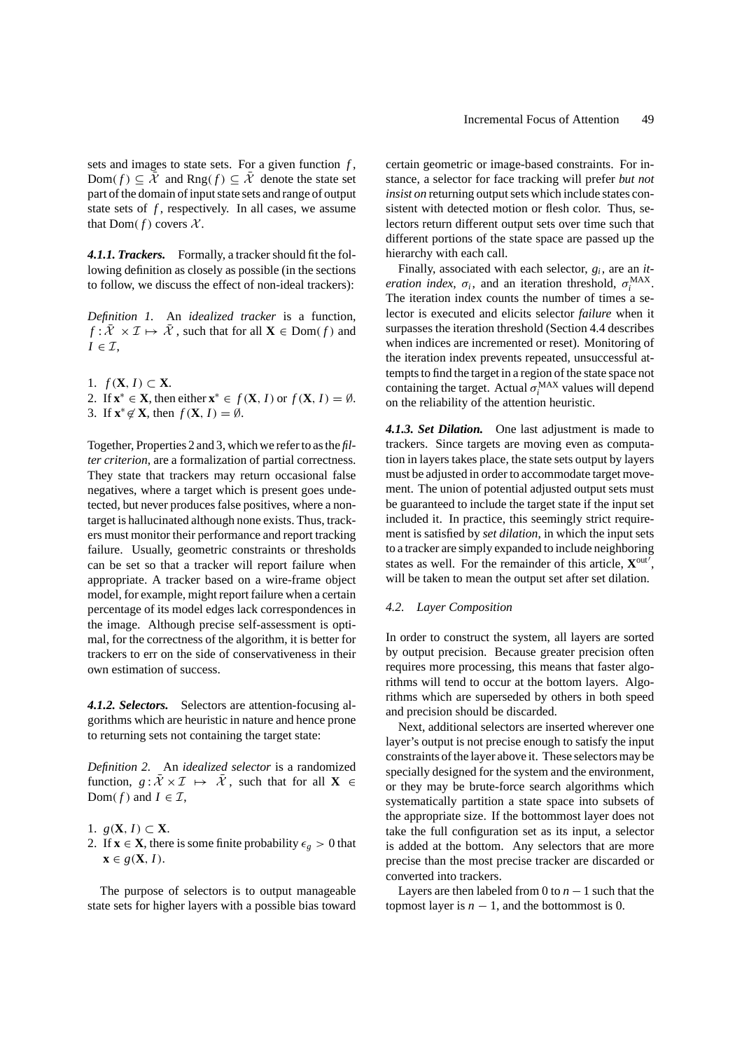sets and images to state sets. For a given function $f$, $\text{Dom}(f) \subseteq \bar{\mathcal{X}}$ and $\text{Rng}(f) \subseteq \bar{\mathcal{X}}$ denote the state set part of the domain of input state sets and range of output state sets of $f$, respectively. In all cases, we assume that $\text{Dom}(f)$ covers $\mathcal{X}$.

***4.1.1. Trackers.*** Formally, a tracker should fit the following definition as closely as possible (in the sections to follow, we discuss the effect of non-ideal trackers):

*Definition 1.* An *idealized tracker* is a function, $f : \bar{\mathcal{X}} \times \mathcal{I} \mapsto \bar{\mathcal{X}}$, such that for all $\mathbf{X} \in \text{Dom}(f)$ and $I \in \mathcal{I}$,

1. $f(\mathbf{X}, I) \subset \mathbf{X}$.
2. If $\mathbf{x}^* \in \mathbf{X}$, then either $\mathbf{x}^* \in f(\mathbf{X}, I)$ or $f(\mathbf{X}, I) = \emptyset$.
3. If $\mathbf{x}^* \not\in \mathbf{X}$, then $f(\mathbf{X}, I) = \emptyset$.

Together, Properties 2 and 3, which we refer to as the *filter criterion*, are a formalization of partial correctness. They state that trackers may return occasional false negatives, where a target which is present goes undetected, but never produces false positives, where a nontarget is hallucinated although none exists. Thus, trackers must monitor their performance and report tracking failure. Usually, geometric constraints or thresholds can be set so that a tracker will report failure when appropriate. A tracker based on a wire-frame object model, for example, might report failure when a certain percentage of its model edges lack correspondences in the image. Although precise self-assessment is optimal, for the correctness of the algorithm, it is better for trackers to err on the side of conservativeness in their own estimation of success.

***4.1.2. Selectors.*** Selectors are attention-focusing algorithms which are heuristic in nature and hence prone to returning sets not containing the target state:

*Definition 2.* An *idealized selector* is a randomized function, $g : \bar{\mathcal{X}} \times \mathcal{I} \mapsto \bar{\mathcal{X}}$, such that for all $\mathbf{X} \in \text{Dom}(f)$ and $I \in \mathcal{I}$,

1. $g(\mathbf{X}, I) \subset \mathbf{X}$.
2. If $\mathbf{x} \in \mathbf{X}$, there is some finite probability $\epsilon_g > 0$ that $\mathbf{x} \in g(\mathbf{X}, I)$.

The purpose of selectors is to output manageable state sets for higher layers with a possible bias toward certain geometric or image-based constraints. For instance, a selector for face tracking will prefer *but not insist on* returning output sets which include states consistent with detected motion or flesh color. Thus, selectors return different output sets over time such that different portions of the state space are passed up the hierarchy with each call.

Finally, associated with each selector, $g_i$, are an *iteration index*, $\sigma_i$, and an iteration threshold, $\sigma_i^{\text{MAX}}$. The iteration index counts the number of times a selector is executed and elicits selector *failure* when it surpasses the iteration threshold (Section 4.4 describes when indices are incremented or reset). Monitoring of the iteration index prevents repeated, unsuccessful attempts to find the target in a region of the state space not containing the target. Actual $\sigma_i^{\text{MAX}}$ values will depend on the reliability of the attention heuristic.

***4.1.3. Set Dilation.*** One last adjustment is made to trackers. Since targets are moving even as computation in layers takes place, the state sets output by layers must be adjusted in order to accommodate target movement. The union of potential adjusted output sets must be guaranteed to include the target state if the input set included it. In practice, this seemingly strict requirement is satisfied by *set dilation*, in which the input sets to a tracker are simply expanded to include neighboring states as well. For the remainder of this article, $\mathbf{X}^{\text{out}'}$, will be taken to mean the output set after set dilation.

### *4.2. Layer Composition*

In order to construct the system, all layers are sorted by output precision. Because greater precision often requires more processing, this means that faster algorithms will tend to occur at the bottom layers. Algorithms which are superseded by others in both speed and precision should be discarded.

Next, additional selectors are inserted wherever one layer's output is not precise enough to satisfy the input constraints of the layer above it. These selectors may be specially designed for the system and the environment, or they may be brute-force search algorithms which systematically partition a state space into subsets of the appropriate size. If the bottommost layer does not take the full configuration set as its input, a selector is added at the bottom. Any selectors that are more precise than the most precise tracker are discarded or converted into trackers.

Layers are then labeled from 0 to $n - 1$ such that the topmost layer is $n - 1$, and the bottommost is 0.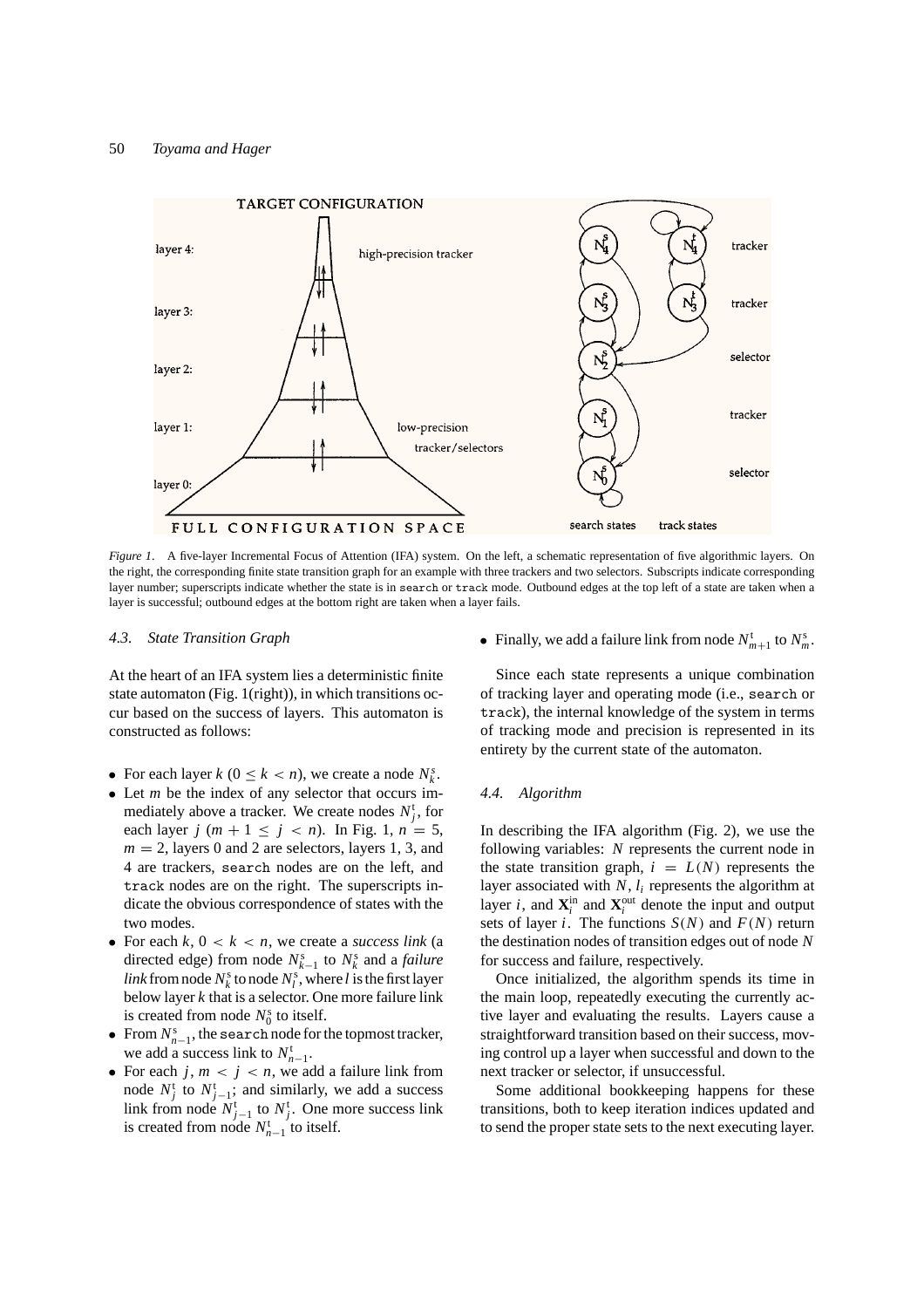*Figure 1*. A five-layer Incremental Focus of Attention (IFA) system. On the left, a schematic representation of five algorithmic layers. On the right, the corresponding finite state transition graph for an example with three trackers and two selectors. Subscripts indicate corresponding layer number; superscripts indicate whether the state is in `search` or `track` mode. Outbound edges at the top left of a state are taken when a layer is successful; outbound edges at the bottom right are taken when a layer fails.

### *4.3. State Transition Graph*

At the heart of an IFA system lies a deterministic finite state automaton (Fig. 1(right)), in which transitions occur based on the success of layers. This automaton is constructed as follows:

- For each layer $k$ ($0 \leq k < n$), we create a node $N_k^s$.
- Let $m$ be the index of any selector that occurs immediately above a tracker. We create nodes $N_j^t$, for each layer $j$ ($m + 1 \leq j < n$). In Fig. 1, $n = 5$, $m = 2$, layers 0 and 2 are selectors, layers 1, 3, and 4 are trackers, `search` nodes are on the left, and `track` nodes are on the right. The superscripts indicate the obvious correspondence of states with the two modes.
- For each $k$, $0 < k < n$, we create a *success link* (a directed edge) from node $N_{k-1}^s$ to $N_k^s$ and a *failure link* from node $N_k^s$ to node $N_l^s$, where $l$ is the first layer below layer $k$ that is a selector. One more failure link is created from node $N_0^s$ to itself.
- From $N_{n-1}^s$, the `search` node for the topmost tracker, we add a success link to $N_{n-1}^t$.
- For each $j$, $m < j < n$, we add a failure link from node $N_j^t$ to $N_{j-1}^t$; and similarly, we add a success link from node $N_{j-1}^t$ to $N_j^t$. One more success link is created from node $N_{n-1}^t$ to itself.
- Finally, we add a failure link from node $N_{m+1}^t$ to $N_m^s$.

Since each state represents a unique combination of tracking layer and operating mode (i.e., `search` or `track`), the internal knowledge of the system in terms of tracking mode and precision is represented in its entirety by the current state of the automaton.

### *4.4. Algorithm*

In describing the IFA algorithm (Fig. 2), we use the following variables: $N$ represents the current node in the state transition graph, $i = L(N)$ represents the layer associated with $N$, $l_i$ represents the algorithm at layer $i$, and $\mathbf{X}_i^{\text{in}}$ and $\mathbf{X}_i^{\text{out}}$ denote the input and output sets of layer $i$. The functions $S(N)$ and $F(N)$ return the destination nodes of transition edges out of node $N$ for success and failure, respectively.

Once initialized, the algorithm spends its time in the main loop, repeatedly executing the currently active layer and evaluating the results. Layers cause a straightforward transition based on their success, moving control up a layer when successful and down to the next tracker or selector, if unsuccessful.

Some additional bookkeeping happens for these transitions, both to keep iteration indices updated and to send the proper state sets to the next executing layer.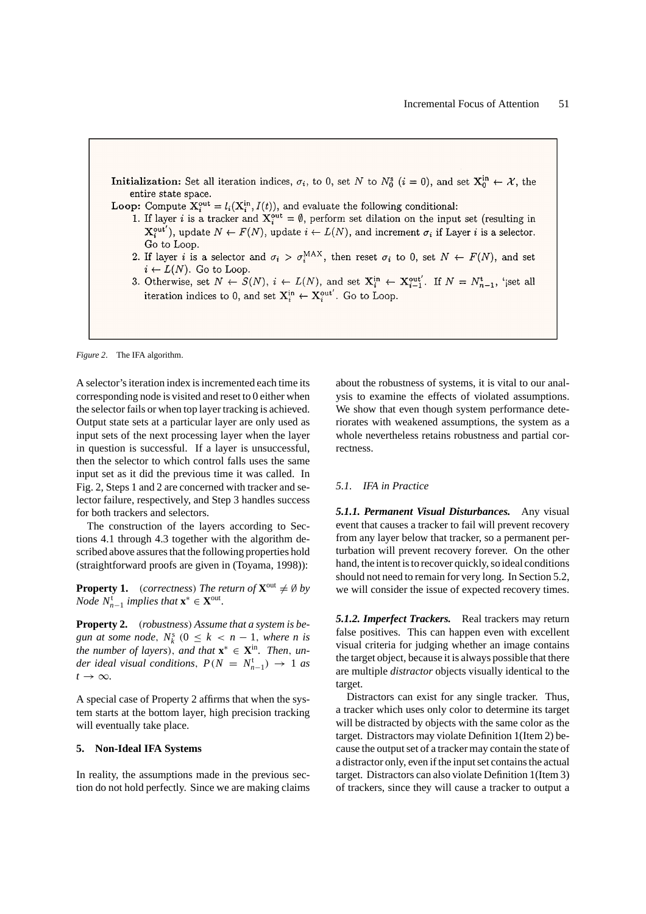**Initialization:** Set all iteration indices, $\sigma_i$, to 0, set $N$ to $N_0^s$ ($i = 0$), and set $\mathbf{X}_0^{\text{in}} \leftarrow \mathcal{X}$, the entire state space.

**Loop:** Compute $\mathbf{X}_i^{\text{out}} = l_i(\mathbf{X}_i^{\text{in}}, I(t))$, and evaluate the following conditional:

1. If layer $i$ is a tracker and $\mathbf{X}_i^{\text{out}} = \emptyset$, perform set dilation on the input set (resulting in $\mathbf{X}_i^{\text{out}'}$), update $N \leftarrow F(N)$, update $i \leftarrow L(N)$, and increment $\sigma_i$ if Layer $i$ is a selector. Go to Loop.
2. If layer $i$ is a selector and $\sigma_i > \sigma_i^{\text{MAX}}$, then reset $\sigma_i$ to 0, set $N \leftarrow F(N)$, and set $i \leftarrow L(N)$. Go to Loop.
3. Otherwise, set $N \leftarrow S(N)$, $i \leftarrow L(N)$, and set $\mathbf{X}_i^{\text{in}} \leftarrow \mathbf{X}_{i-1}^{\text{out}'}$. If $N = N_{n-1}^{\text{t}}$, '¡set all iteration indices to 0, and set $\mathbf{X}_i^{\text{in}} \leftarrow \mathbf{X}_i^{\text{out}'}$. Go to Loop.

*Figure 2*. The IFA algorithm.

A selector's iteration index is incremented each time its corresponding node is visited and reset to 0 either when the selector fails or when top layer tracking is achieved. Output state sets at a particular layer are only used as input sets of the next processing layer when the layer in question is successful. If a layer is unsuccessful, then the selector to which control falls uses the same input set as it did the previous time it was called. In Fig. 2, Steps 1 and 2 are concerned with tracker and selector failure, respectively, and Step 3 handles success for both trackers and selectors.

The construction of the layers according to Sections 4.1 through 4.3 together with the algorithm described above assures that the following properties hold (straightforward proofs are given in (Toyama, 1998)):

**Property 1.** (*correctness*) *The return of* $\mathbf{X}^{\text{out}} \neq \emptyset$ *by Node* $N_{n-1}^{\text{t}}$ *implies that* $\mathbf{x}^* \in \mathbf{X}^{\text{out}}$.

**Property 2.** (*robustness*) *Assume that a system is begun at some node*, $N_k^{\text{s}}$ $(0 \leq k < n-1$, *where n is the number of layers*), *and that* $\mathbf{x}^* \in \mathbf{X}^{\text{in}}$. *Then*, *under ideal visual conditions*, $P(N = N_{n-1}^{\text{t}}) \rightarrow 1$ *as* $t \rightarrow \infty$.

A special case of Property 2 affirms that when the system starts at the bottom layer, high precision tracking will eventually take place.

## 5. Non-Ideal IFA Systems

In reality, the assumptions made in the previous section do not hold perfectly. Since we are making claims about the robustness of systems, it is vital to our analysis to examine the effects of violated assumptions. We show that even though system performance deteriorates with weakened assumptions, the system as a whole nevertheless retains robustness and partial correctness.

### 5.1. IFA in Practice

***5.1.1. Permanent Visual Disturbances.*** Any visual event that causes a tracker to fail will prevent recovery from any layer below that tracker, so a permanent perturbation will prevent recovery forever. On the other hand, the intent is to recover quickly, so ideal conditions should not need to remain for very long. In Section 5.2, we will consider the issue of expected recovery times.

***5.1.2. Imperfect Trackers.*** Real trackers may return false positives. This can happen even with excellent visual criteria for judging whether an image contains the target object, because it is always possible that there are multiple *distractor* objects visually identical to the target.

Distractors can exist for any single tracker. Thus, a tracker which uses only color to determine its target will be distracted by objects with the same color as the target. Distractors may violate Definition 1(Item 2) because the output set of a tracker may contain the state of a distractor only, even if the input set contains the actual target. Distractors can also violate Definition 1(Item 3) of trackers, since they will cause a tracker to output a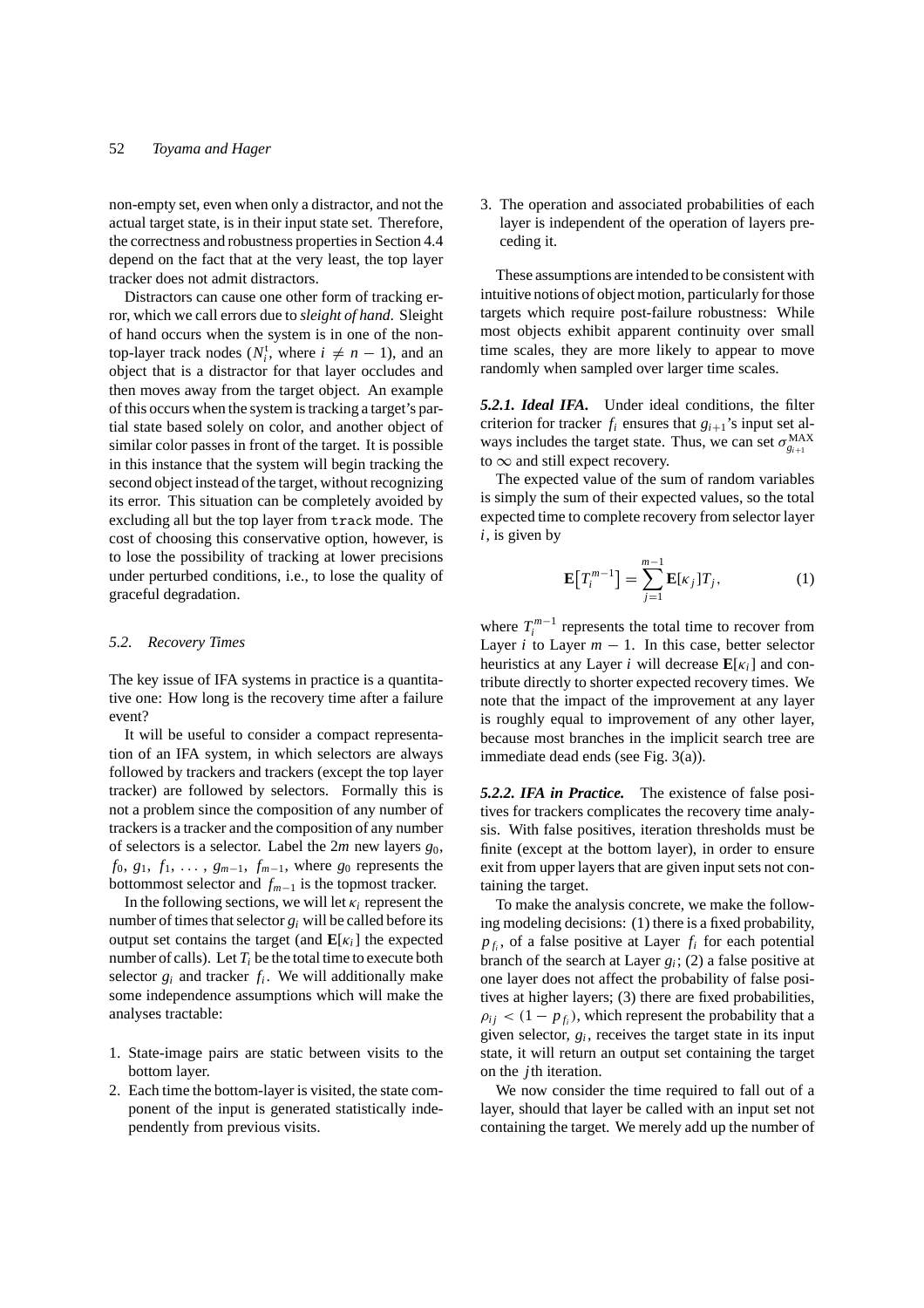non-empty set, even when only a distractor, and not the actual target state, is in their input state set. Therefore, the correctness and robustness properties in Section 4.4 depend on the fact that at the very least, the top layer tracker does not admit distractors.

Distractors can cause one other form of tracking error, which we call errors due to *sleight of hand*. Sleight of hand occurs when the system is in one of the non-top-layer track nodes ($N_i^t$, where $i \neq n - 1$), and an object that is a distractor for that layer occludes and then moves away from the target object. An example of this occurs when the system is tracking a target's partial state based solely on color, and another object of similar color passes in front of the target. It is possible in this instance that the system will begin tracking the second object instead of the target, without recognizing its error. This situation can be completely avoided by excluding all but the top layer from `track` mode. The cost of choosing this conservative option, however, is to lose the possibility of tracking at lower precisions under perturbed conditions, i.e., to lose the quality of graceful degradation.

## 5.2. *Recovery Times*

The key issue of IFA systems in practice is a quantitative one: How long is the recovery time after a failure event?

It will be useful to consider a compact representation of an IFA system, in which selectors are always followed by trackers and trackers (except the top layer tracker) are followed by selectors. Formally this is not a problem since the composition of any number of trackers is a tracker and the composition of any number of selectors is a selector. Label the $2m$ new layers $g_0$, $f_0$, $g_1$, $f_1$, $\ldots$, $g_{m-1}$, $f_{m-1}$, where $g_0$ represents the bottommost selector and $f_{m-1}$ is the topmost tracker.

In the following sections, we will let $\kappa_i$ represent the number of times that selector $g_i$ will be called before its output set contains the target (and $\mathbf{E}[\kappa_i]$ the expected number of calls). Let $T_i$ be the total time to execute both selector $g_i$ and tracker $f_i$. We will additionally make some independence assumptions which will make the analyses tractable:

1. State-image pairs are static between visits to the bottom layer.
2. Each time the bottom-layer is visited, the state component of the input is generated statistically independently from previous visits.
3. The operation and associated probabilities of each layer is independent of the operation of layers preceding it.

These assumptions are intended to be consistent with intuitive notions of object motion, particularly for those targets which require post-failure robustness: While most objects exhibit apparent continuity over small time scales, they are more likely to appear to move randomly when sampled over larger time scales.

**_5.2.1. Ideal IFA._** Under ideal conditions, the filter criterion for tracker $f_i$ ensures that $g_{i+1}$'s input set always includes the target state. Thus, we can set $\sigma_{g_{i+1}}^{\mathrm{MAX}}$ to $\infty$ and still expect recovery.

The expected value of the sum of random variables is simply the sum of their expected values, so the total expected time to complete recovery from selector layer $i$, is given by

$$\mathbf{E}\left[T_i^{m-1}\right] = \sum_{j=1}^{m-1} \mathbf{E}[\kappa_j] T_j, \tag{1}$$

where $T_i^{m-1}$ represents the total time to recover from Layer $i$ to Layer $m - 1$. In this case, better selector heuristics at any Layer $i$ will decrease $\mathbf{E}[\kappa_i]$ and contribute directly to shorter expected recovery times. We note that the impact of the improvement at any layer is roughly equal to improvement of any other layer, because most branches in the implicit search tree are immediate dead ends (see Fig. 3(a)).

**_5.2.2. IFA in Practice._** The existence of false positives for trackers complicates the recovery time analysis. With false positives, iteration thresholds must be finite (except at the bottom layer), in order to ensure exit from upper layers that are given input sets not containing the target.

To make the analysis concrete, we make the following modeling decisions: (1) there is a fixed probability, $p_{f_i}$, of a false positive at Layer $f_i$ for each potential branch of the search at Layer $g_i$; (2) a false positive at one layer does not affect the probability of false positives at higher layers; (3) there are fixed probabilities, $\rho_{ij} < (1 - p_{f_i})$, which represent the probability that a given selector, $g_i$, receives the target state in its input state, it will return an output set containing the target on the $j$th iteration.

We now consider the time required to fall out of a layer, should that layer be called with an input set not containing the target. We merely add up the number of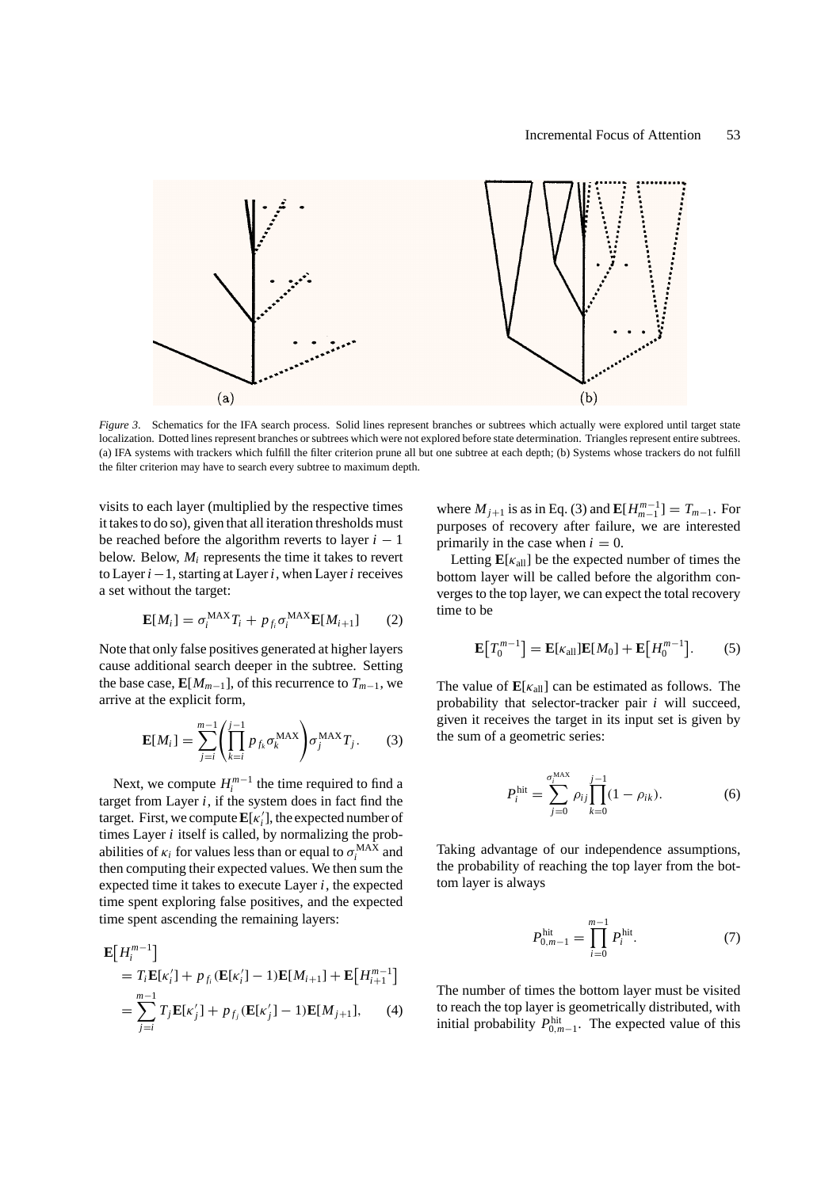*Figure 3*. Schematics for the IFA search process. Solid lines represent branches or subtrees which actually were explored until target state localization. Dotted lines represent branches or subtrees which were not explored before state determination. Triangles represent entire subtrees. (a) IFA systems with trackers which fulfill the filter criterion prune all but one subtree at each depth; (b) Systems whose trackers do not fulfill the filter criterion may have to search every subtree to maximum depth.

visits to each layer (multiplied by the respective times it takes to do so), given that all iteration thresholds must be reached before the algorithm reverts to layer $i-1$ below. Below, $M_i$ represents the time it takes to revert to Layer $i-1$, starting at Layer $i$, when Layer $i$ receives a set without the target:

$$\mathbf{E}[M_i] = \sigma_i^{\mathrm{MAX}} T_i + p_{f_i} \sigma_i^{\mathrm{MAX}} \mathbf{E}[M_{i+1}] \qquad (2)$$

Note that only false positives generated at higher layers cause additional search deeper in the subtree. Setting the base case, $\mathbf{E}[M_{m-1}]$, of this recurrence to $T_{m-1}$, we arrive at the explicit form,

$$\mathbf{E}[M_i] = \sum_{j=i}^{m-1} \left( \prod_{k=i}^{j-1} p_{f_k} \sigma_k^{\mathrm{MAX}} \right) \sigma_j^{\mathrm{MAX}} T_j. \qquad (3)$$

Next, we compute $H_i^{m-1}$ the time required to find a target from Layer $i$, if the system does in fact find the target. First, we compute $\mathbf{E}[\kappa_i']$, the expected number of times Layer $i$ itself is called, by normalizing the probabilities of $\kappa_i$ for values less than or equal to $\sigma_i^{\mathrm{MAX}}$ and then computing their expected values. We then sum the expected time it takes to execute Layer $i$, the expected time spent exploring false positives, and the expected time spent ascending the remaining layers:

$$\begin{aligned}
\mathbf{E}\big[H_i^{m-1}\big] &= T_i \mathbf{E}[\kappa_i'] + p_{f_i}(\mathbf{E}[\kappa_i'] - 1)\mathbf{E}[M_{i+1}] + \mathbf{E}\big[H_{i+1}^{m-1}\big] \\
&= \sum_{j=i}^{m-1} T_j \mathbf{E}[\kappa_j'] + p_{f_j}(\mathbf{E}[\kappa_j'] - 1)\mathbf{E}[M_{j+1}], \qquad (4)
\end{aligned}$$

where $M_{j+1}$ is as in Eq. (3) and $\mathbf{E}[H_{m-1}^{m-1}] = T_{m-1}$. For purposes of recovery after failure, we are interested primarily in the case when $i = 0$.

Letting $\mathbf{E}[\kappa_{\mathrm{all}}]$ be the expected number of times the bottom layer will be called before the algorithm converges to the top layer, we can expect the total recovery time to be

$$\mathbf{E}\big[T_0^{m-1}\big] = \mathbf{E}[\kappa_{\mathrm{all}}]\mathbf{E}[M_0] + \mathbf{E}\big[H_0^{m-1}\big]. \qquad (5)$$

The value of $\mathbf{E}[\kappa_{\mathrm{all}}]$ can be estimated as follows. The probability that selector-tracker pair $i$ will succeed, given it receives the target in its input set is given by the sum of a geometric series:

$$P_i^{\mathrm{hit}} = \sum_{j=0}^{\sigma_i^{\mathrm{MAX}}} \rho_{ij} \prod_{k=0}^{j-1} (1 - \rho_{ik}). \qquad (6)$$

Taking advantage of our independence assumptions, the probability of reaching the top layer from the bottom layer is always

$$P_{0,m-1}^{\mathrm{hit}} = \prod_{i=0}^{m-1} P_i^{\mathrm{hit}}. \qquad (7)$$

The number of times the bottom layer must be visited to reach the top layer is geometrically distributed, with initial probability $P_{0,m-1}^{\mathrm{hit}}$. The expected value of this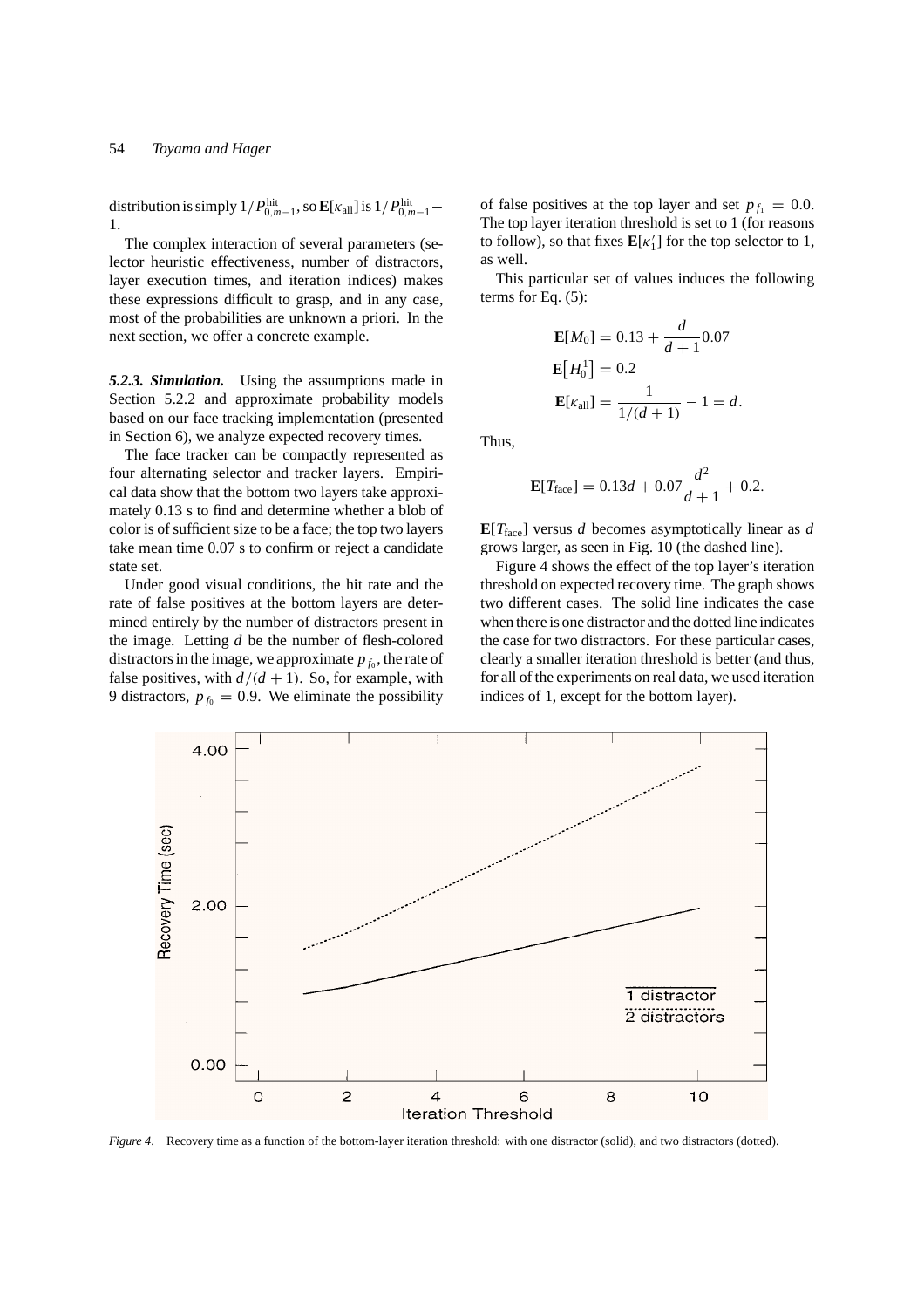distribution is simply $1/P^{\text{hit}}_{0,m-1}$, so $\mathbf{E}[\kappa_{\text{all}}]$ is $1/P^{\text{hit}}_{0,m-1} - 1$.

The complex interaction of several parameters (selector heuristic effectiveness, number of distractors, layer execution times, and iteration indices) makes these expressions difficult to grasp, and in any case, most of the probabilities are unknown a priori. In the next section, we offer a concrete example.

***5.2.3. Simulation.*** Using the assumptions made in Section 5.2.2 and approximate probability models based on our face tracking implementation (presented in Section 6), we analyze expected recovery times.

The face tracker can be compactly represented as four alternating selector and tracker layers. Empirical data show that the bottom two layers take approximately 0.13 s to find and determine whether a blob of color is of sufficient size to be a face; the top two layers take mean time 0.07 s to confirm or reject a candidate state set.

Under good visual conditions, the hit rate and the rate of false positives at the bottom layers are determined entirely by the number of distractors present in the image. Letting $d$ be the number of flesh-colored distractors in the image, we approximate $p_{f_0}$, the rate of false positives, with $d/(d+1)$. So, for example, with 9 distractors, $p_{f_0} = 0.9$. We eliminate the possibility of false positives at the top layer and set $p_{f_1} = 0.0$. The top layer iteration threshold is set to 1 (for reasons to follow), so that fixes $\mathbf{E}[\kappa'_1]$ for the top selector to 1, as well.

This particular set of values induces the following terms for Eq. (5):

$$\mathbf{E}[M_0] = 0.13 + \frac{d}{d+1}0.07$$

$$\mathbf{E}\left[H_0^1\right] = 0.2$$

$$\mathbf{E}[\kappa_{\text{all}}] = \frac{1}{1/(d+1)} - 1 = d.$$

Thus,

$$\mathbf{E}[T_{\text{face}}] = 0.13d + 0.07\frac{d^2}{d+1} + 0.2.$$

$\mathbf{E}[T_{\text{face}}]$ versus $d$ becomes asymptotically linear as $d$ grows larger, as seen in Fig. 10 (the dashed line).

Figure 4 shows the effect of the top layer's iteration threshold on expected recovery time. The graph shows two different cases. The solid line indicates the case when there is one distractor and the dotted line indicates the case for two distractors. For these particular cases, clearly a smaller iteration threshold is better (and thus, for all of the experiments on real data, we used iteration indices of 1, except for the bottom layer).

*Figure 4.* Recovery time as a function of the bottom-layer iteration threshold: with one distractor (solid), and two distractors (dotted).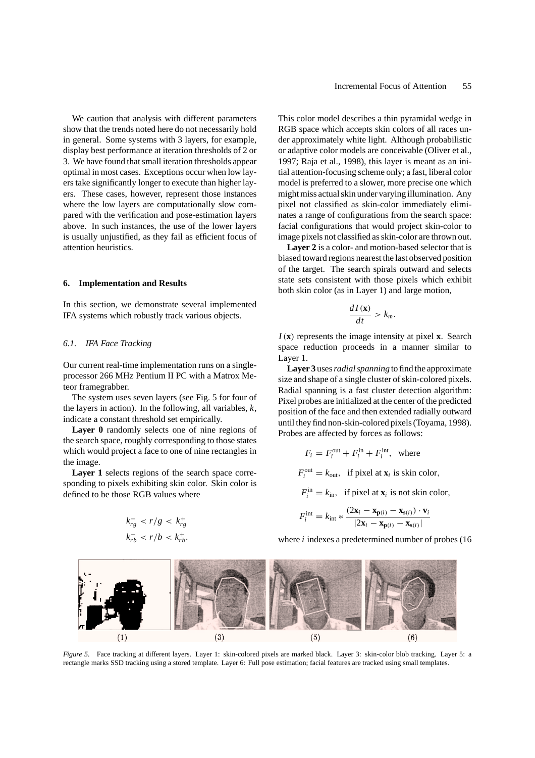We caution that analysis with different parameters show that the trends noted here do not necessarily hold in general. Some systems with 3 layers, for example, display best performance at iteration thresholds of 2 or 3. We have found that small iteration thresholds appear optimal in most cases. Exceptions occur when low layers take significantly longer to execute than higher layers. These cases, however, represent those instances where the low layers are computationally slow compared with the verification and pose-estimation layers above. In such instances, the use of the lower layers is usually unjustified, as they fail as efficient focus of attention heuristics.

## 6. Implementation and Results

In this section, we demonstrate several implemented IFA systems which robustly track various objects.

### 6.1. IFA Face Tracking

Our current real-time implementation runs on a single-processor 266 MHz Pentium II PC with a Matrox Meteor framegrabber.

The system uses seven layers (see Fig. 5 for four of the layers in action). In the following, all variables, $k$, indicate a constant threshold set empirically.

**Layer 0** randomly selects one of nine regions of the search space, roughly corresponding to those states which would project a face to one of nine rectangles in the image.

**Layer 1** selects regions of the search space corresponding to pixels exhibiting skin color. Skin color is defined to be those RGB values where

$$k_{rg}^{-} < r/g < k_{rg}^{+}$$
$$k_{rb}^{-} < r/b < k_{rb}^{+}.$$

This color model describes a thin pyramidal wedge in RGB space which accepts skin colors of all races under approximately white light. Although probabilistic or adaptive color models are conceivable (Oliver et al., 1997; Raja et al., 1998), this layer is meant as an initial attention-focusing scheme only; a fast, liberal color model is preferred to a slower, more precise one which might miss actual skin under varying illumination. Any pixel not classified as skin-color immediately eliminates a range of configurations from the search space: facial configurations that would project skin-color to image pixels not classified as skin-color are thrown out.

**Layer 2** is a color- and motion-based selector that is biased toward regions nearest the last observed position of the target. The search spirals outward and selects state sets consistent with those pixels which exhibit both skin color (as in Layer 1) and large motion,

$$\frac{dI(\mathbf{x})}{dt} > k_m.$$

$I(\mathbf{x})$ represents the image intensity at pixel $\mathbf{x}$. Search space reduction proceeds in a manner similar to Layer 1.

**Layer 3** uses *radial spanning* to find the approximate size and shape of a single cluster of skin-colored pixels. Radial spanning is a fast cluster detection algorithm: Pixel probes are initialized at the center of the predicted position of the face and then extended radially outward until they find non-skin-colored pixels (Toyama, 1998). Probes are affected by forces as follows:

$$F_i = F_i^{\text{out}} + F_i^{\text{in}} + F_i^{\text{int}}, \quad \text{where}$$

$$F_i^{\text{out}} = k_{\text{out}}, \quad \text{if pixel at } \mathbf{x}_i \text{ is skin color},$$

$$F_i^{\text{in}} = k_{\text{in}}, \quad \text{if pixel at } \mathbf{x}_i \text{ is not skin color},$$

$$F_i^{\text{int}} = k_{\text{int}} * \frac{(2\mathbf{x}_i - \mathbf{x}_{\mathbf{p}(i)} - \mathbf{x}_{\mathbf{s}(i)}) \cdot \mathbf{v}_i}{|2\mathbf{x}_i - \mathbf{x}_{\mathbf{p}(i)} - \mathbf{x}_{\mathbf{s}(i)}|}$$

where $i$ indexes a predetermined number of probes (16

(1) (3) (5) (6)

*Figure 5*. Face tracking at different layers. Layer 1: skin-colored pixels are marked black. Layer 3: skin-color blob tracking. Layer 5: a rectangle marks SSD tracking using a stored template. Layer 6: Full pose estimation; facial features are tracked using small templates.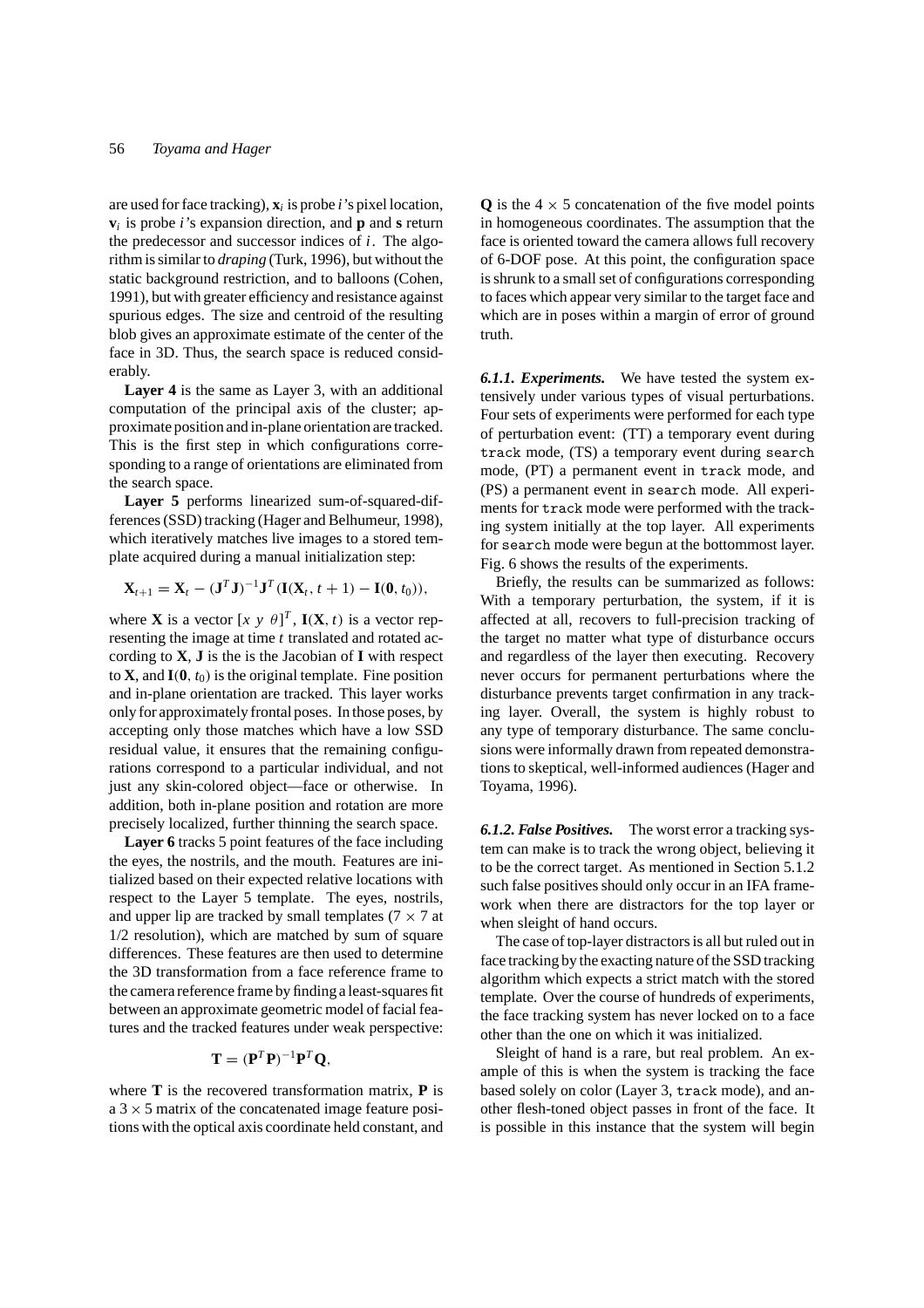are used for face tracking), $\mathbf{x}_i$ is probe $i$'s pixel location, $\mathbf{v}_i$ is probe $i$'s expansion direction, and $\mathbf{p}$ and $\mathbf{s}$ return the predecessor and successor indices of $i$. The algorithm is similar to *draping* (Turk, 1996), but without the static background restriction, and to balloons (Cohen, 1991), but with greater efficiency and resistance against spurious edges. The size and centroid of the resulting blob gives an approximate estimate of the center of the face in 3D. Thus, the search space is reduced considerably.

**Layer 4** is the same as Layer 3, with an additional computation of the principal axis of the cluster; approximate position and in-plane orientation are tracked. This is the first step in which configurations corresponding to a range of orientations are eliminated from the search space.

**Layer 5** performs linearized sum-of-squared-differences (SSD) tracking (Hager and Belhumeur, 1998), which iteratively matches live images to a stored template acquired during a manual initialization step:

$$\mathbf{X}_{t+1} = \mathbf{X}_t - (\mathbf{J}^T\mathbf{J})^{-1}\mathbf{J}^T(\mathbf{I}(\mathbf{X}_t, t+1) - \mathbf{I}(\mathbf{0}, t_0)),$$

where $\mathbf{X}$ is a vector $[x\ y\ \theta]^T$, $\mathbf{I}(\mathbf{X}, t)$ is a vector representing the image at time $t$ translated and rotated according to $\mathbf{X}$, $\mathbf{J}$ is the is the Jacobian of $\mathbf{I}$ with respect to $\mathbf{X}$, and $\mathbf{I}(\mathbf{0}, t_0)$ is the original template. Fine position and in-plane orientation are tracked. This layer works only for approximately frontal poses. In those poses, by accepting only those matches which have a low SSD residual value, it ensures that the remaining configurations correspond to a particular individual, and not just any skin-colored object—face or otherwise. In addition, both in-plane position and rotation are more precisely localized, further thinning the search space.

**Layer 6** tracks 5 point features of the face including the eyes, the nostrils, and the mouth. Features are initialized based on their expected relative locations with respect to the Layer 5 template. The eyes, nostrils, and upper lip are tracked by small templates ($7 \times 7$ at 1/2 resolution), which are matched by sum of square differences. These features are then used to determine the 3D transformation from a face reference frame to the camera reference frame by finding a least-squares fit between an approximate geometric model of facial features and the tracked features under weak perspective:

$$\mathbf{T} = (\mathbf{P}^T\mathbf{P})^{-1}\mathbf{P}^T\mathbf{Q},$$

where $\mathbf{T}$ is the recovered transformation matrix, $\mathbf{P}$ is a $3 \times 5$ matrix of the concatenated image feature positions with the optical axis coordinate held constant, and $\mathbf{Q}$ is the $4 \times 5$ concatenation of the five model points in homogeneous coordinates. The assumption that the face is oriented toward the camera allows full recovery of 6-DOF pose. At this point, the configuration space is shrunk to a small set of configurations corresponding to faces which appear very similar to the target face and which are in poses within a margin of error of ground truth.

#### *6.1.1. Experiments.*

We have tested the system extensively under various types of visual perturbations. Four sets of experiments were performed for each type of perturbation event: (TT) a temporary event during `track` mode, (TS) a temporary event during `search` mode, (PT) a permanent event in `track` mode, and (PS) a permanent event in `search` mode. All experiments for `track` mode were performed with the tracking system initially at the top layer. All experiments for `search` mode were begun at the bottommost layer. Fig. 6 shows the results of the experiments.

Briefly, the results can be summarized as follows: With a temporary perturbation, the system, if it is affected at all, recovers to full-precision tracking of the target no matter what type of disturbance occurs and regardless of the layer then executing. Recovery never occurs for permanent perturbations where the disturbance prevents target confirmation in any tracking layer. Overall, the system is highly robust to any type of temporary disturbance. The same conclusions were informally drawn from repeated demonstrations to skeptical, well-informed audiences (Hager and Toyama, 1996).

#### *6.1.2. False Positives.*

The worst error a tracking system can make is to track the wrong object, believing it to be the correct target. As mentioned in Section 5.1.2 such false positives should only occur in an IFA framework when there are distractors for the top layer or when sleight of hand occurs.

The case of top-layer distractors is all but ruled out in face tracking by the exacting nature of the SSD tracking algorithm which expects a strict match with the stored template. Over the course of hundreds of experiments, the face tracking system has never locked on to a face other than the one on which it was initialized.

Sleight of hand is a rare, but real problem. An example of this is when the system is tracking the face based solely on color (Layer 3, `track` mode), and another flesh-toned object passes in front of the face. It is possible in this instance that the system will begin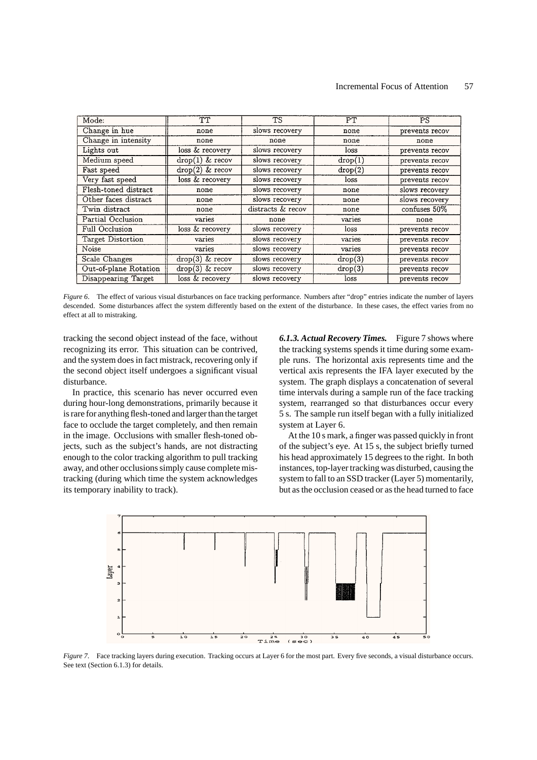| Mode: | TT | TS | PT | PS |
|---|---|---|---|---|
| Change in hue | none | slows recovery | none | prevents recov |
| Change in intensity | none | none | none | none |
| Lights out | loss & recovery | slows recovery | loss | prevents recov |
| Medium speed | drop(1) & recov | slows recovery | drop(1) | prevents recov |
| Fast speed | drop(2) & recov | slows recovery | drop(2) | prevents recov |
| Very fast speed | loss & recovery | slows recovery | loss | prevents recov |
| Flesh-toned distract | none | slows recovery | none | slows recovery |
| Other faces distract | none | slows recovery | none | slows recovery |
| Twin distract | none | distracts & recov | none | confuses 50% |
| Partial Occlusion | varies | none | varies | none |
| Full Occlusion | loss & recovery | slows recovery | loss | prevents recov |
| Target Distortion | varies | slows recovery | varies | prevents recov |
| Noise | varies | slows recovery | varies | prevents recov |
| Scale Changes | drop(3) & recov | slows recovery | drop(3) | prevents recov |
| Out-of-plane Rotation | drop(3) & recov | slows recovery | drop(3) | prevents recov |
| Disappearing Target | loss & recovery | slows recovery | loss | prevents recov |

*Figure 6*. The effect of various visual disturbances on face tracking performance. Numbers after "drop" entries indicate the number of layers descended. Some disturbances affect the system differently based on the extent of the disturbance. In these cases, the effect varies from no effect at all to mistraking.

tracking the second object instead of the face, without recognizing its error. This situation can be contrived, and the system does in fact mistrack, recovering only if the second object itself undergoes a significant visual disturbance.

In practice, this scenario has never occurred even during hour-long demonstrations, primarily because it is rare for anything flesh-toned and larger than the target face to occlude the target completely, and then remain in the image. Occlusions with smaller flesh-toned objects, such as the subject's hands, are not distracting enough to the color tracking algorithm to pull tracking away, and other occlusions simply cause complete mistracking (during which time the system acknowledges its temporary inability to track).

***6.1.3. Actual Recovery Times.*** Figure 7 shows where the tracking systems spends it time during some example runs. The horizontal axis represents time and the vertical axis represents the IFA layer executed by the system. The graph displays a concatenation of several time intervals during a sample run of the face tracking system, rearranged so that disturbances occur every 5 s. The sample run itself began with a fully initialized system at Layer 6.

At the 10 s mark, a finger was passed quickly in front of the subject's eye. At 15 s, the subject briefly turned his head approximately 15 degrees to the right. In both instances, top-layer tracking was disturbed, causing the system to fall to an SSD tracker (Layer 5) momentarily, but as the occlusion ceased or as the head turned to face

*Figure 7*. Face tracking layers during execution. Tracking occurs at Layer 6 for the most part. Every five seconds, a visual disturbance occurs. See text (Section 6.1.3) for details.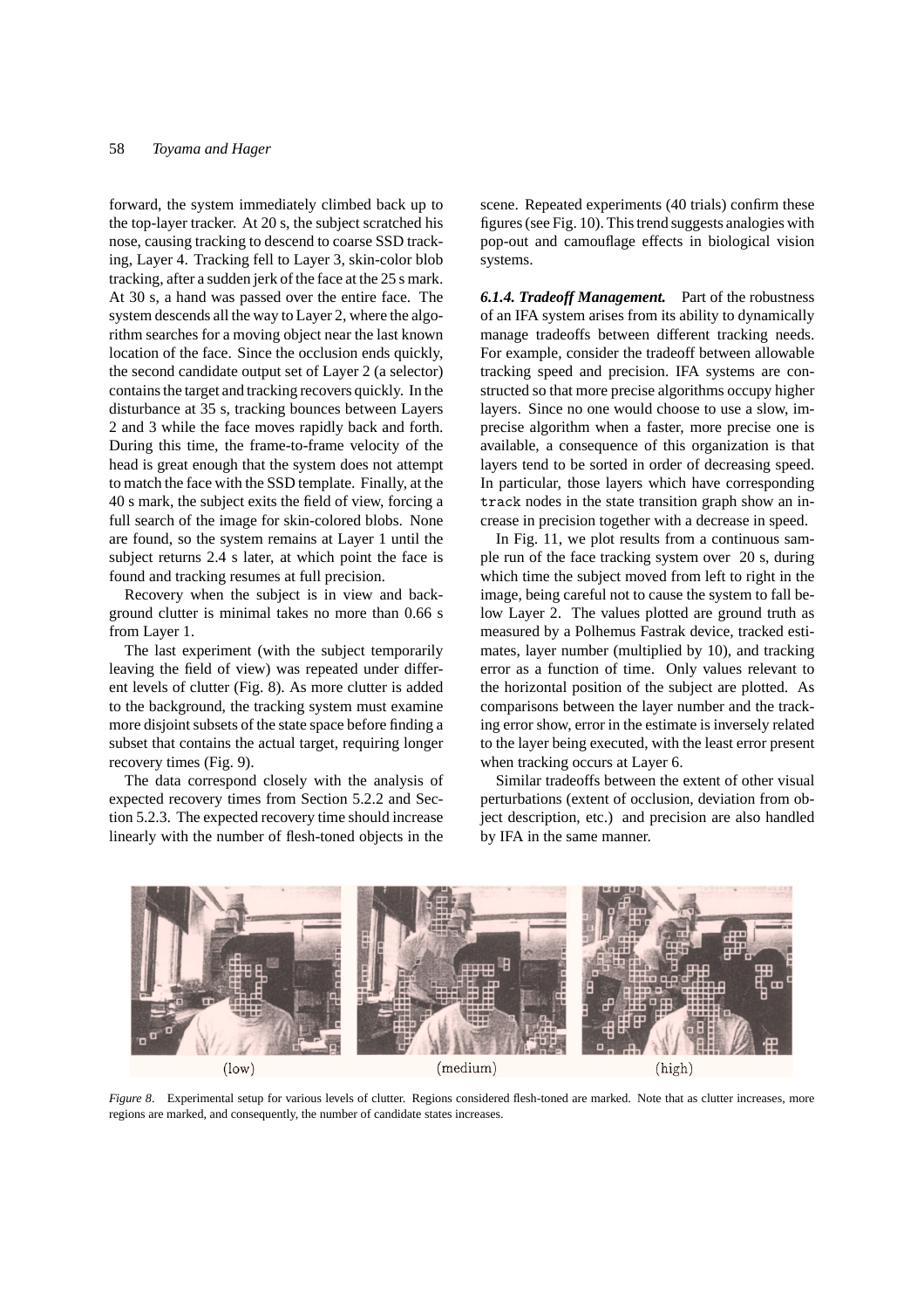forward, the system immediately climbed back up to the top-layer tracker. At 20 s, the subject scratched his nose, causing tracking to descend to coarse SSD tracking, Layer 4. Tracking fell to Layer 3, skin-color blob tracking, after a sudden jerk of the face at the 25 s mark. At 30 s, a hand was passed over the entire face. The system descends all the way to Layer 2, where the algorithm searches for a moving object near the last known location of the face. Since the occlusion ends quickly, the second candidate output set of Layer 2 (a selector) contains the target and tracking recovers quickly. In the disturbance at 35 s, tracking bounces between Layers 2 and 3 while the face moves rapidly back and forth. During this time, the frame-to-frame velocity of the head is great enough that the system does not attempt to match the face with the SSD template. Finally, at the 40 s mark, the subject exits the field of view, forcing a full search of the image for skin-colored blobs. None are found, so the system remains at Layer 1 until the subject returns 2.4 s later, at which point the face is found and tracking resumes at full precision.

Recovery when the subject is in view and background clutter is minimal takes no more than 0.66 s from Layer 1.

The last experiment (with the subject temporarily leaving the field of view) was repeated under different levels of clutter (Fig. 8). As more clutter is added to the background, the tracking system must examine more disjoint subsets of the state space before finding a subset that contains the actual target, requiring longer recovery times (Fig. 9).

The data correspond closely with the analysis of expected recovery times from Section 5.2.2 and Section 5.2.3. The expected recovery time should increase linearly with the number of flesh-toned objects in the scene. Repeated experiments (40 trials) confirm these figures (see Fig. 10). This trend suggests analogies with pop-out and camouflage effects in biological vision systems.

***6.1.4. Tradeoff Management.*** Part of the robustness of an IFA system arises from its ability to dynamically manage tradeoffs between different tracking needs. For example, consider the tradeoff between allowable tracking speed and precision. IFA systems are constructed so that more precise algorithms occupy higher layers. Since no one would choose to use a slow, imprecise algorithm when a faster, more precise one is available, a consequence of this organization is that layers tend to be sorted in order of decreasing speed. In particular, those layers which have corresponding `track` nodes in the state transition graph show an increase in precision together with a decrease in speed.

In Fig. 11, we plot results from a continuous sample run of the face tracking system over 20 s, during which time the subject moved from left to right in the image, being careful not to cause the system to fall below Layer 2. The values plotted are ground truth as measured by a Polhemus Fastrak device, tracked estimates, layer number (multiplied by 10), and tracking error as a function of time. Only values relevant to the horizontal position of the subject are plotted. As comparisons between the layer number and the tracking error show, error in the estimate is inversely related to the layer being executed, with the least error present when tracking occurs at Layer 6.

Similar tradeoffs between the extent of other visual perturbations (extent of occlusion, deviation from object description, etc.) and precision are also handled by IFA in the same manner.

(low) (medium) (high)

*Figure 8*. Experimental setup for various levels of clutter. Regions considered flesh-toned are marked. Note that as clutter increases, more regions are marked, and consequently, the number of candidate states increases.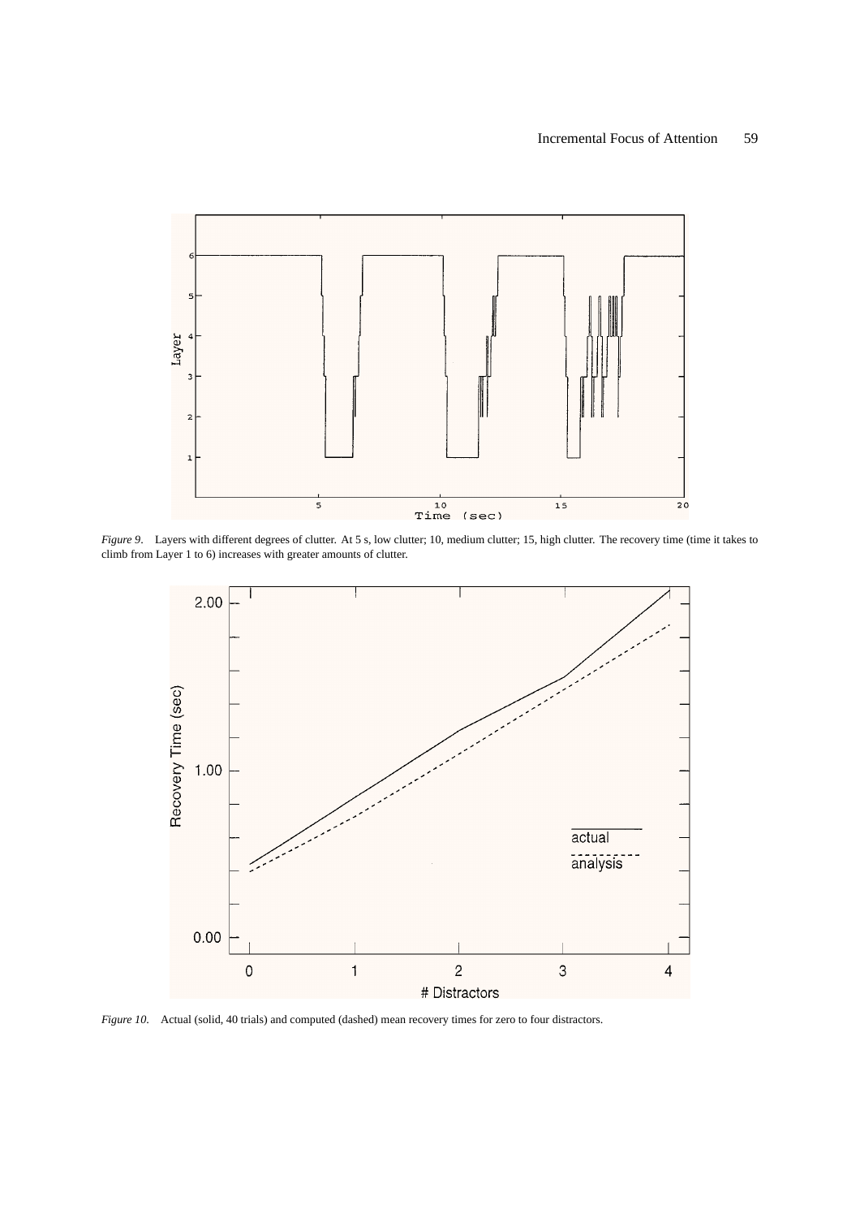*Figure 9*. Layers with different degrees of clutter. At 5 s, low clutter; 10, medium clutter; 15, high clutter. The recovery time (time it takes to climb from Layer 1 to 6) increases with greater amounts of clutter.

*Figure 10*. Actual (solid, 40 trials) and computed (dashed) mean recovery times for zero to four distractors.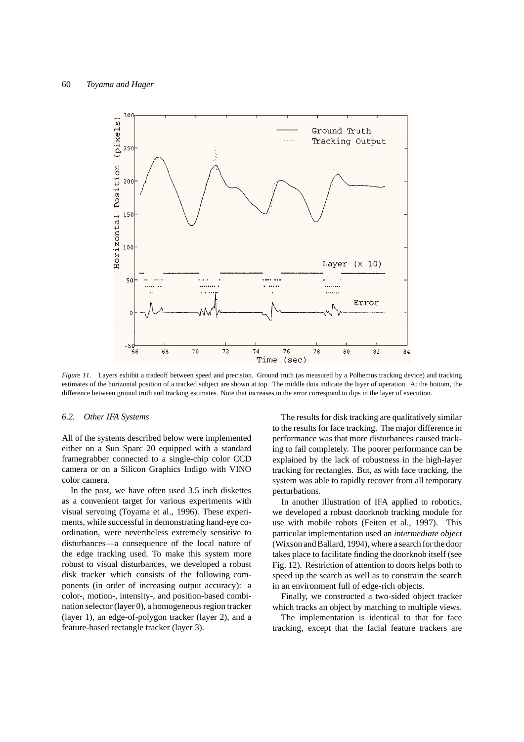*Figure 11*. Layers exhibit a tradeoff between speed and precision. Ground truth (as measured by a Polhemus tracking device) and tracking estimates of the horizontal position of a tracked subject are shown at top. The middle dots indicate the layer of operation. At the bottom, the difference between ground truth and tracking estimates. Note that increases in the error correspond to dips in the layer of execution.

### *6.2. Other IFA Systems*

All of the systems described below were implemented either on a Sun Sparc 20 equipped with a standard framegrabber connected to a single-chip color CCD camera or on a Silicon Graphics Indigo with VINO color camera.

In the past, we have often used 3.5 inch diskettes as a convenient target for various experiments with visual servoing (Toyama et al., 1996). These experiments, while successful in demonstrating hand-eye coordination, were nevertheless extremely sensitive to disturbances—a consequence of the local nature of the edge tracking used. To make this system more robust to visual disturbances, we developed a robust disk tracker which consists of the following components (in order of increasing output accuracy): a color-, motion-, intensity-, and position-based combination selector (layer 0), a homogeneous region tracker (layer 1), an edge-of-polygon tracker (layer 2), and a feature-based rectangle tracker (layer 3).

The results for disk tracking are qualitatively similar to the results for face tracking. The major difference in performance was that more disturbances caused tracking to fail completely. The poorer performance can be explained by the lack of robustness in the high-layer tracking for rectangles. But, as with face tracking, the system was able to rapidly recover from all temporary perturbations.

In another illustration of IFA applied to robotics, we developed a robust doorknob tracking module for use with mobile robots (Feiten et al., 1997). This particular implementation used an *intermediate object* (Wixson and Ballard, 1994), where a search for the door takes place to facilitate finding the doorknob itself (see Fig. 12). Restriction of attention to doors helps both to speed up the search as well as to constrain the search in an environment full of edge-rich objects.

Finally, we constructed a two-sided object tracker which tracks an object by matching to multiple views.

The implementation is identical to that for face tracking, except that the facial feature trackers are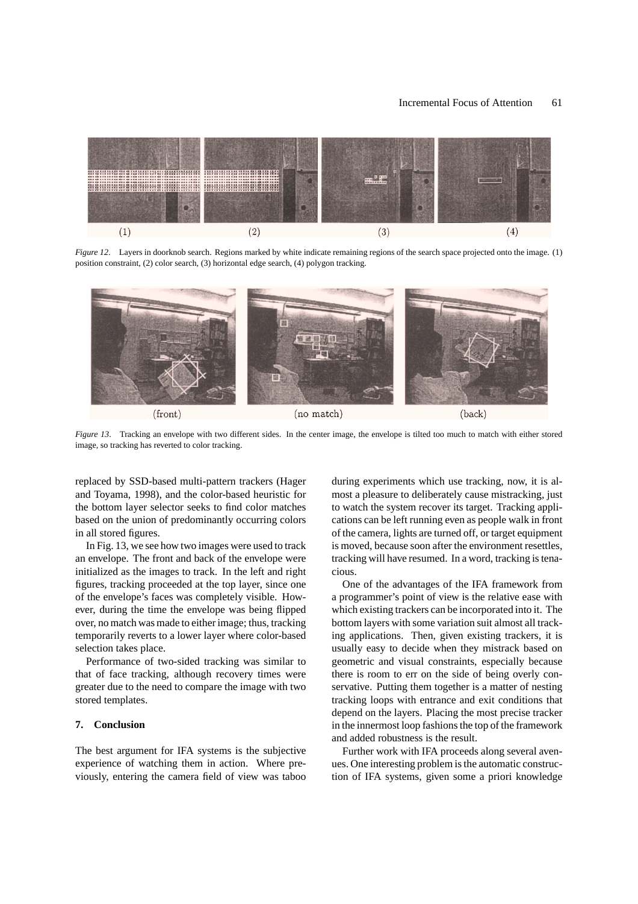*Figure 12.* Layers in doorknob search. Regions marked by white indicate remaining regions of the search space projected onto the image. (1) position constraint, (2) color search, (3) horizontal edge search, (4) polygon tracking.

*Figure 13.* Tracking an envelope with two different sides. In the center image, the envelope is tilted too much to match with either stored image, so tracking has reverted to color tracking.

replaced by SSD-based multi-pattern trackers (Hager and Toyama, 1998), and the color-based heuristic for the bottom layer selector seeks to find color matches based on the union of predominantly occurring colors in all stored figures.

In Fig. 13, we see how two images were used to track an envelope. The front and back of the envelope were initialized as the images to track. In the left and right figures, tracking proceeded at the top layer, since one of the envelope's faces was completely visible. However, during the time the envelope was being flipped over, no match was made to either image; thus, tracking temporarily reverts to a lower layer where color-based selection takes place.

Performance of two-sided tracking was similar to that of face tracking, although recovery times were greater due to the need to compare the image with two stored templates.

## 7. Conclusion

The best argument for IFA systems is the subjective experience of watching them in action. Where previously, entering the camera field of view was taboo during experiments which use tracking, now, it is almost a pleasure to deliberately cause mistracking, just to watch the system recover its target. Tracking applications can be left running even as people walk in front of the camera, lights are turned off, or target equipment is moved, because soon after the environment resettles, tracking will have resumed. In a word, tracking is tenacious.

One of the advantages of the IFA framework from a programmer's point of view is the relative ease with which existing trackers can be incorporated into it. The bottom layers with some variation suit almost all tracking applications. Then, given existing trackers, it is usually easy to decide when they mistrack based on geometric and visual constraints, especially because there is room to err on the side of being overly conservative. Putting them together is a matter of nesting tracking loops with entrance and exit conditions that depend on the layers. Placing the most precise tracker in the innermost loop fashions the top of the framework and added robustness is the result.

Further work with IFA proceeds along several avenues. One interesting problem is the automatic construction of IFA systems, given some a priori knowledge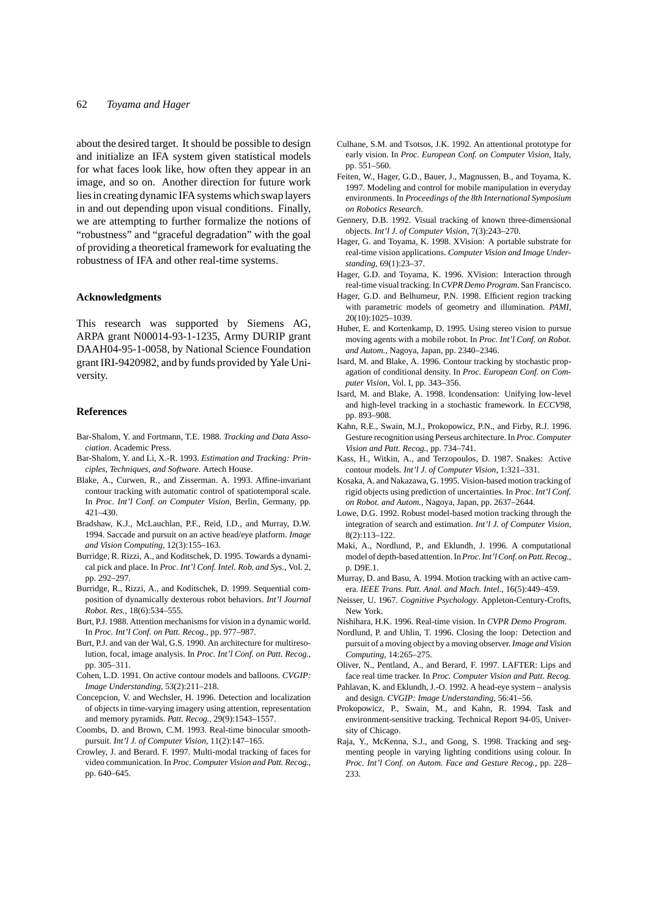about the desired target. It should be possible to design and initialize an IFA system given statistical models for what faces look like, how often they appear in an image, and so on. Another direction for future work lies in creating dynamic IFA systems which swap layers in and out depending upon visual conditions. Finally, we are attempting to further formalize the notions of "robustness" and "graceful degradation" with the goal of providing a theoretical framework for evaluating the robustness of IFA and other real-time systems.

## Acknowledgments

This research was supported by Siemens AG, ARPA grant N00014-93-1-1235, Army DURIP grant DAAH04-95-1-0058, by National Science Foundation grant IRI-9420982, and by funds provided by Yale University.

## References

Bar-Shalom, Y. and Fortmann, T.E. 1988. *Tracking and Data Association*. Academic Press.

Bar-Shalom, Y. and Li, X.-R. 1993. *Estimation and Tracking: Principles, Techniques, and Software*. Artech House.

Blake, A., Curwen, R., and Zisserman. A. 1993. Affine-invariant contour tracking with automatic control of spatiotemporal scale. In *Proc. Int'l Conf. on Computer Vision*, Berlin, Germany, pp. 421–430.

Bradshaw, K.J., McLauchlan, P.F., Reid, I.D., and Murray, D.W. 1994. Saccade and pursuit on an active head/eye platform. *Image and Vision Computing*, 12(3):155–163.

Burridge, R. Rizzi, A., and Koditschek, D. 1995. Towards a dynamical pick and place. In *Proc. Int'l Conf. Intel. Rob. and Sys.*, Vol. 2, pp. 292–297.

Burridge, R., Rizzi, A., and Koditschek, D. 1999. Sequential composition of dynamically dexterous robot behaviors. *Int'l Journal Robot. Res.*, 18(6):534–555.

Burt, P.J. 1988. Attention mechanisms for vision in a dynamic world. In *Proc. Int'l Conf. on Patt. Recog.*, pp. 977–987.

Burt, P.J. and van der Wal, G.S. 1990. An architecture for multiresolution, focal, image analysis. In *Proc. Int'l Conf. on Patt. Recog.*, pp. 305–311.

Cohen, L.D. 1991. On active contour models and balloons. *CVGIP: Image Understanding*, 53(2):211–218.

Concepcion, V. and Wechsler, H. 1996. Detection and localization of objects in time-varying imagery using attention, representation and memory pyramids. *Patt. Recog.*, 29(9):1543–1557.

Coombs, D. and Brown, C.M. 1993. Real-time binocular smooth-pursuit. *Int'l J. of Computer Vision*, 11(2):147–165.

Crowley, J. and Berard. F. 1997. Multi-modal tracking of faces for video communication. In *Proc. Computer Vision and Patt. Recog.*, pp. 640–645.

Culhane, S.M. and Tsotsos, J.K. 1992. An attentional prototype for early vision. In *Proc. European Conf. on Computer Vision*, Italy, pp. 551–560.

Feiten, W., Hager, G.D., Bauer, J., Magnussen, B., and Toyama, K. 1997. Modeling and control for mobile manipulation in everyday environments. In *Proceedings of the 8th International Symposium on Robotics Research*.

Gennery, D.B. 1992. Visual tracking of known three-dimensional objects. *Int'l J. of Computer Vision*, 7(3):243–270.

Hager, G. and Toyama, K. 1998. XVision: A portable substrate for real-time vision applications. *Computer Vision and Image Understanding*, 69(1):23–37.

Hager, G.D. and Toyama, K. 1996. XVision: Interaction through real-time visual tracking. In *CVPR Demo Program*. San Francisco.

Hager, G.D. and Belhumeur, P.N. 1998. Efficient region tracking with parametric models of geometry and illumination. *PAMI*, 20(10):1025–1039.

Huber, E. and Kortenkamp, D. 1995. Using stereo vision to pursue moving agents with a mobile robot. In *Proc. Int'l Conf. on Robot. and Autom.*, Nagoya, Japan, pp. 2340–2346.

Isard, M. and Blake, A. 1996. Contour tracking by stochastic propagation of conditional density. In *Proc. European Conf. on Computer Vision*, Vol. I, pp. 343–356.

Isard, M. and Blake, A. 1998. Icondensation: Unifying low-level and high-level tracking in a stochastic framework. In *ECCV98*, pp. 893–908.

Kahn, R.E., Swain, M.J., Prokopowicz, P.N., and Firby, R.J. 1996. Gesture recognition using Perseus architecture. In *Proc. Computer Vision and Patt. Recog.*, pp. 734–741.

Kass, H., Witkin, A., and Terzopoulos, D. 1987. Snakes: Active contour models. *Int'l J. of Computer Vision*, 1:321–331.

Kosaka, A. and Nakazawa, G. 1995. Vision-based motion tracking of rigid objects using prediction of uncertainties. In *Proc. Int'l Conf. on Robot. and Autom.*, Nagoya, Japan, pp. 2637–2644.

Lowe, D.G. 1992. Robust model-based motion tracking through the integration of search and estimation. *Int'l J. of Computer Vision*, 8(2):113–122.

Maki, A., Nordlund, P., and Eklundh, J. 1996. A computational model of depth-based attention. In *Proc. Int'l Conf. on Patt. Recog.*, p. D9E.1.

Murray, D. and Basu, A. 1994. Motion tracking with an active camera. *IEEE Trans. Patt. Anal. and Mach. Intel.*, 16(5):449–459.

Neisser, U. 1967. *Cognitive Psychology*. Appleton-Century-Crofts, New York.

Nishihara, H.K. 1996. Real-time vision. In *CVPR Demo Program*.

Nordlund, P. and Uhlin, T. 1996. Closing the loop: Detection and pursuit of a moving object by a moving observer. *Image and Vision Computing*, 14:265–275.

Oliver, N., Pentland, A., and Berard, F. 1997. LAFTER: Lips and face real time tracker. In *Proc. Computer Vision and Patt. Recog.*

Pahlavan, K. and Eklundh, J.-O. 1992. A head-eye system – analysis and design. *CVGIP: Image Understanding*, 56:41–56.

Prokopowicz, P., Swain, M., and Kahn, R. 1994. Task and environment-sensitive tracking. Technical Report 94-05, University of Chicago.

Raja, Y., McKenna, S.J., and Gong, S. 1998. Tracking and segmenting people in varying lighting conditions using colour. In *Proc. Int'l Conf. on Autom. Face and Gesture Recog.*, pp. 228–233.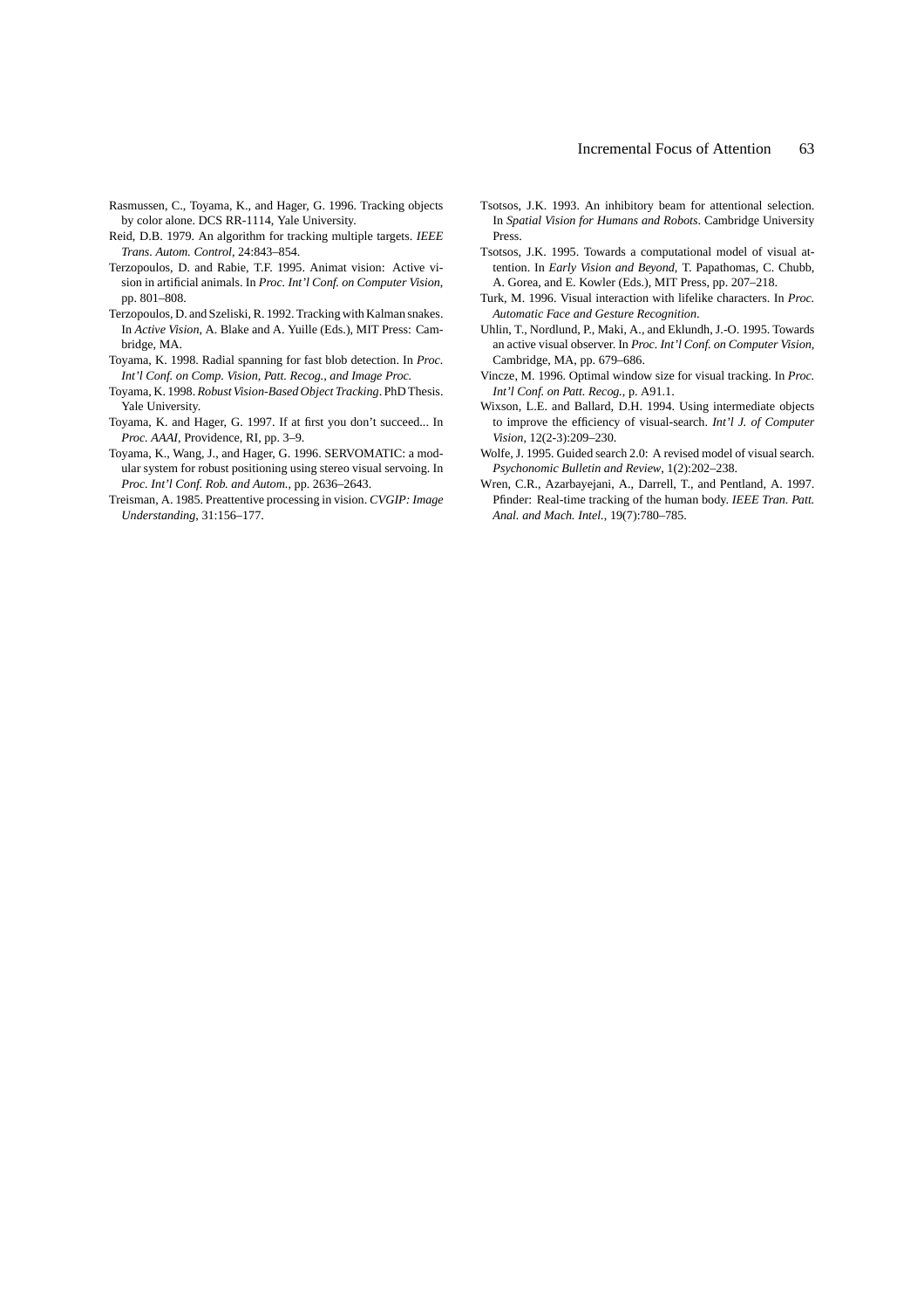Rasmussen, C., Toyama, K., and Hager, G. 1996. Tracking objects by color alone. DCS RR-1114, Yale University.

Reid, D.B. 1979. An algorithm for tracking multiple targets. *IEEE Trans. Autom. Control*, 24:843–854.

Terzopoulos, D. and Rabie, T.F. 1995. Animat vision: Active vision in artificial animals. In *Proc. Int'l Conf. on Computer Vision*, pp. 801–808.

Terzopoulos, D. and Szeliski, R. 1992. Tracking with Kalman snakes. In *Active Vision*, A. Blake and A. Yuille (Eds.), MIT Press: Cambridge, MA.

Toyama, K. 1998. Radial spanning for fast blob detection. In *Proc. Int'l Conf. on Comp. Vision, Patt. Recog., and Image Proc.*

Toyama, K. 1998. *Robust Vision-Based Object Tracking*. PhD Thesis. Yale University.

Toyama, K. and Hager, G. 1997. If at first you don't succeed... In *Proc. AAAI*, Providence, RI, pp. 3–9.

Toyama, K., Wang, J., and Hager, G. 1996. SERVOMATIC: a modular system for robust positioning using stereo visual servoing. In *Proc. Int'l Conf. Rob. and Autom.*, pp. 2636–2643.

Treisman, A. 1985. Preattentive processing in vision. *CVGIP: Image Understanding*, 31:156–177.

Tsotsos, J.K. 1993. An inhibitory beam for attentional selection. In *Spatial Vision for Humans and Robots*. Cambridge University Press.

Tsotsos, J.K. 1995. Towards a computational model of visual attention. In *Early Vision and Beyond*, T. Papathomas, C. Chubb, A. Gorea, and E. Kowler (Eds.), MIT Press, pp. 207–218.

Turk, M. 1996. Visual interaction with lifelike characters. In *Proc. Automatic Face and Gesture Recognition*.

Uhlin, T., Nordlund, P., Maki, A., and Eklundh, J.-O. 1995. Towards an active visual observer. In *Proc. Int'l Conf. on Computer Vision*, Cambridge, MA, pp. 679–686.

Vincze, M. 1996. Optimal window size for visual tracking. In *Proc. Int'l Conf. on Patt. Recog.*, p. A91.1.

Wixson, L.E. and Ballard, D.H. 1994. Using intermediate objects to improve the efficiency of visual-search. *Int'l J. of Computer Vision*, 12(2-3):209–230.

Wolfe, J. 1995. Guided search 2.0: A revised model of visual search. *Psychonomic Bulletin and Review*, 1(2):202–238.

Wren, C.R., Azarbayejani, A., Darrell, T., and Pentland, A. 1997. Pfinder: Real-time tracking of the human body. *IEEE Tran. Patt. Anal. and Mach. Intel.*, 19(7):780–785.